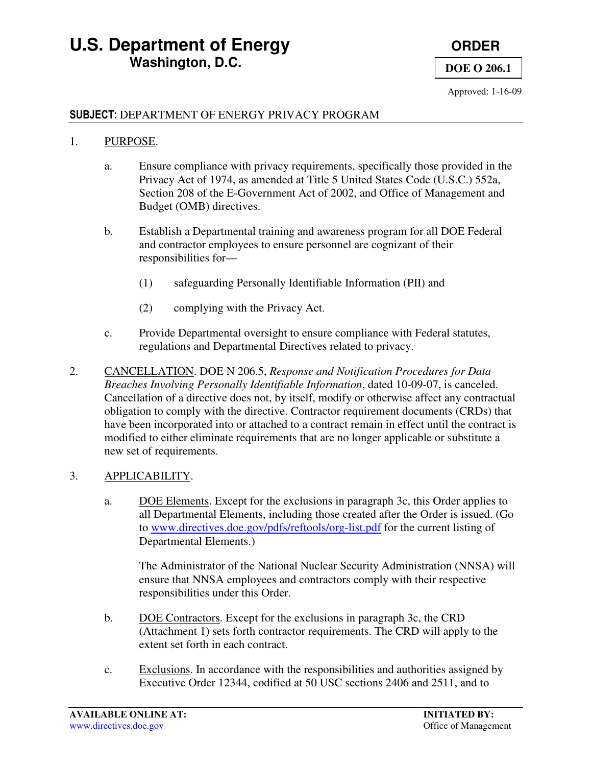# U.S. Department of Energy
## Washington, D.C.

**ORDER**

**DOE O 206.1**

Approved: 1-16-09

**SUBJECT:** DEPARTMENT OF ENERGY PRIVACY PROGRAM

1. PURPOSE.

   a. Ensure compliance with privacy requirements, specifically those provided in the Privacy Act of 1974, as amended at Title 5 United States Code (U.S.C.) 552a, Section 208 of the E-Government Act of 2002, and Office of Management and Budget (OMB) directives.

   b. Establish a Departmental training and awareness program for all DOE Federal and contractor employees to ensure personnel are cognizant of their responsibilities for—

      (1) safeguarding Personally Identifiable Information (PII) and

      (2) complying with the Privacy Act.

   c. Provide Departmental oversight to ensure compliance with Federal statutes, regulations and Departmental Directives related to privacy.

2. CANCELLATION. DOE N 206.5, *Response and Notification Procedures for Data Breaches Involving Personally Identifiable Information*, dated 10-09-07, is canceled. Cancellation of a directive does not, by itself, modify or otherwise affect any contractual obligation to comply with the directive. Contractor requirement documents (CRDs) that have been incorporated into or attached to a contract remain in effect until the contract is modified to either eliminate requirements that are no longer applicable or substitute a new set of requirements.

3. APPLICABILITY.

   a. DOE Elements. Except for the exclusions in paragraph 3c, this Order applies to all Departmental Elements, including those created after the Order is issued. (Go to www.directives.doe.gov/pdfs/reftools/org-list.pdf for the current listing of Departmental Elements.)

      The Administrator of the National Nuclear Security Administration (NNSA) will ensure that NNSA employees and contractors comply with their respective responsibilities under this Order.

   b. DOE Contractors. Except for the exclusions in paragraph 3c, the CRD (Attachment 1) sets forth contractor requirements. The CRD will apply to the extent set forth in each contract.

   c. Exclusions. In accordance with the responsibilities and authorities assigned by Executive Order 12344, codified at 50 USC sections 2406 and 2511, and to

**AVAILABLE ONLINE AT:**
www.directives.doe.gov

**INITIATED BY:**
Office of Management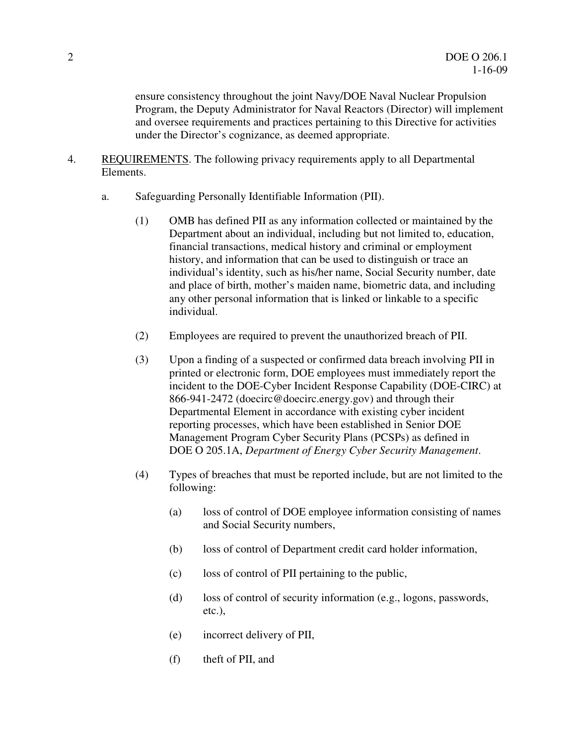ensure consistency throughout the joint Navy/DOE Naval Nuclear Propulsion Program, the Deputy Administrator for Naval Reactors (Director) will implement and oversee requirements and practices pertaining to this Directive for activities under the Director's cognizance, as deemed appropriate.

4. REQUIREMENTS. The following privacy requirements apply to all Departmental Elements.

   a. Safeguarding Personally Identifiable Information (PII).

      (1) OMB has defined PII as any information collected or maintained by the Department about an individual, including but not limited to, education, financial transactions, medical history and criminal or employment history, and information that can be used to distinguish or trace an individual's identity, such as his/her name, Social Security number, date and place of birth, mother's maiden name, biometric data, and including any other personal information that is linked or linkable to a specific individual.

      (2) Employees are required to prevent the unauthorized breach of PII.

      (3) Upon a finding of a suspected or confirmed data breach involving PII in printed or electronic form, DOE employees must immediately report the incident to the DOE-Cyber Incident Response Capability (DOE-CIRC) at 866-941-2472 (doecirc@doecirc.energy.gov) and through their Departmental Element in accordance with existing cyber incident reporting processes, which have been established in Senior DOE Management Program Cyber Security Plans (PCSPs) as defined in DOE O 205.1A, *Department of Energy Cyber Security Management*.

      (4) Types of breaches that must be reported include, but are not limited to the following:

         (a) loss of control of DOE employee information consisting of names and Social Security numbers,

         (b) loss of control of Department credit card holder information,

         (c) loss of control of PII pertaining to the public,

         (d) loss of control of security information (e.g., logons, passwords, etc.),

         (e) incorrect delivery of PII,

         (f) theft of PII, and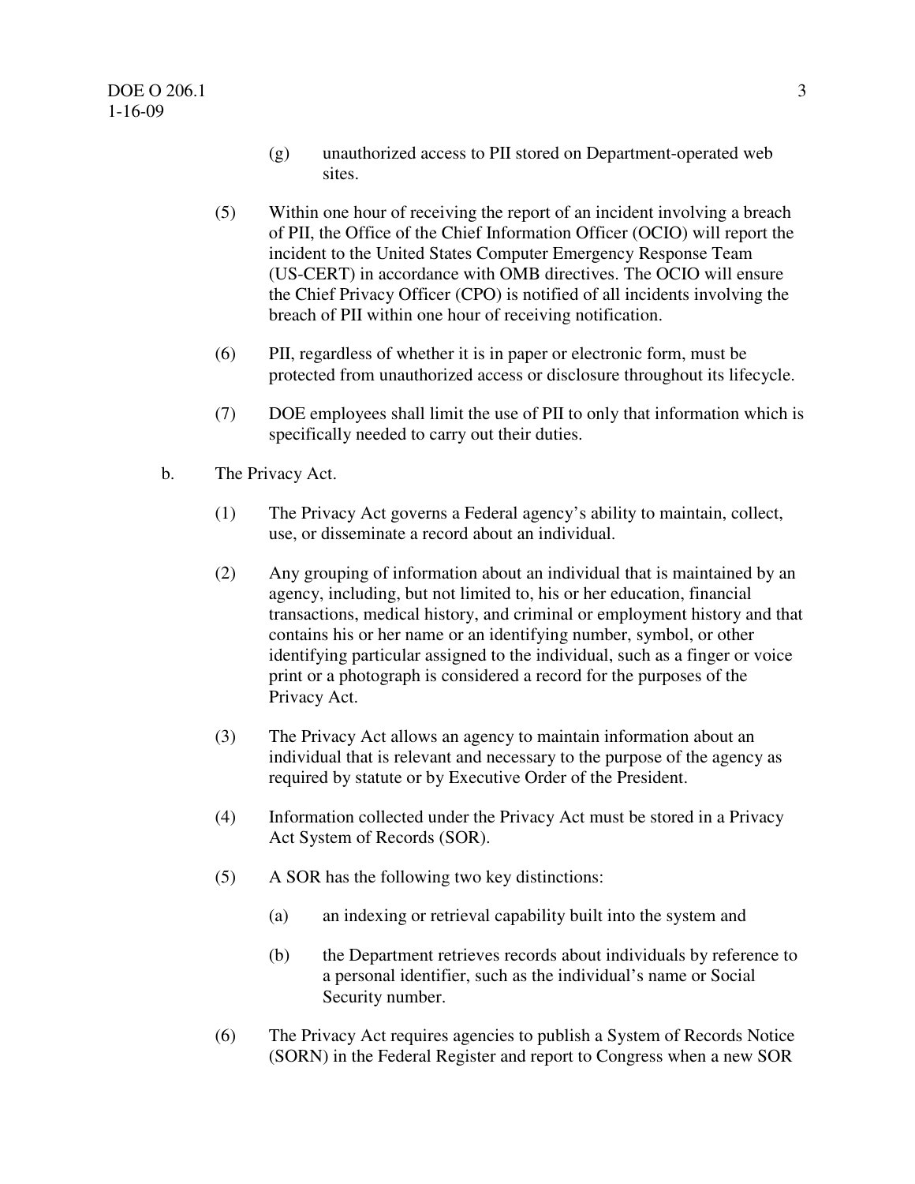(g) unauthorized access to PII stored on Department-operated web sites.

(5) Within one hour of receiving the report of an incident involving a breach of PII, the Office of the Chief Information Officer (OCIO) will report the incident to the United States Computer Emergency Response Team (US-CERT) in accordance with OMB directives. The OCIO will ensure the Chief Privacy Officer (CPO) is notified of all incidents involving the breach of PII within one hour of receiving notification.

(6) PII, regardless of whether it is in paper or electronic form, must be protected from unauthorized access or disclosure throughout its lifecycle.

(7) DOE employees shall limit the use of PII to only that information which is specifically needed to carry out their duties.

b. The Privacy Act.

(1) The Privacy Act governs a Federal agency's ability to maintain, collect, use, or disseminate a record about an individual.

(2) Any grouping of information about an individual that is maintained by an agency, including, but not limited to, his or her education, financial transactions, medical history, and criminal or employment history and that contains his or her name or an identifying number, symbol, or other identifying particular assigned to the individual, such as a finger or voice print or a photograph is considered a record for the purposes of the Privacy Act.

(3) The Privacy Act allows an agency to maintain information about an individual that is relevant and necessary to the purpose of the agency as required by statute or by Executive Order of the President.

(4) Information collected under the Privacy Act must be stored in a Privacy Act System of Records (SOR).

(5) A SOR has the following two key distinctions:

(a) an indexing or retrieval capability built into the system and

(b) the Department retrieves records about individuals by reference to a personal identifier, such as the individual's name or Social Security number.

(6) The Privacy Act requires agencies to publish a System of Records Notice (SORN) in the Federal Register and report to Congress when a new SOR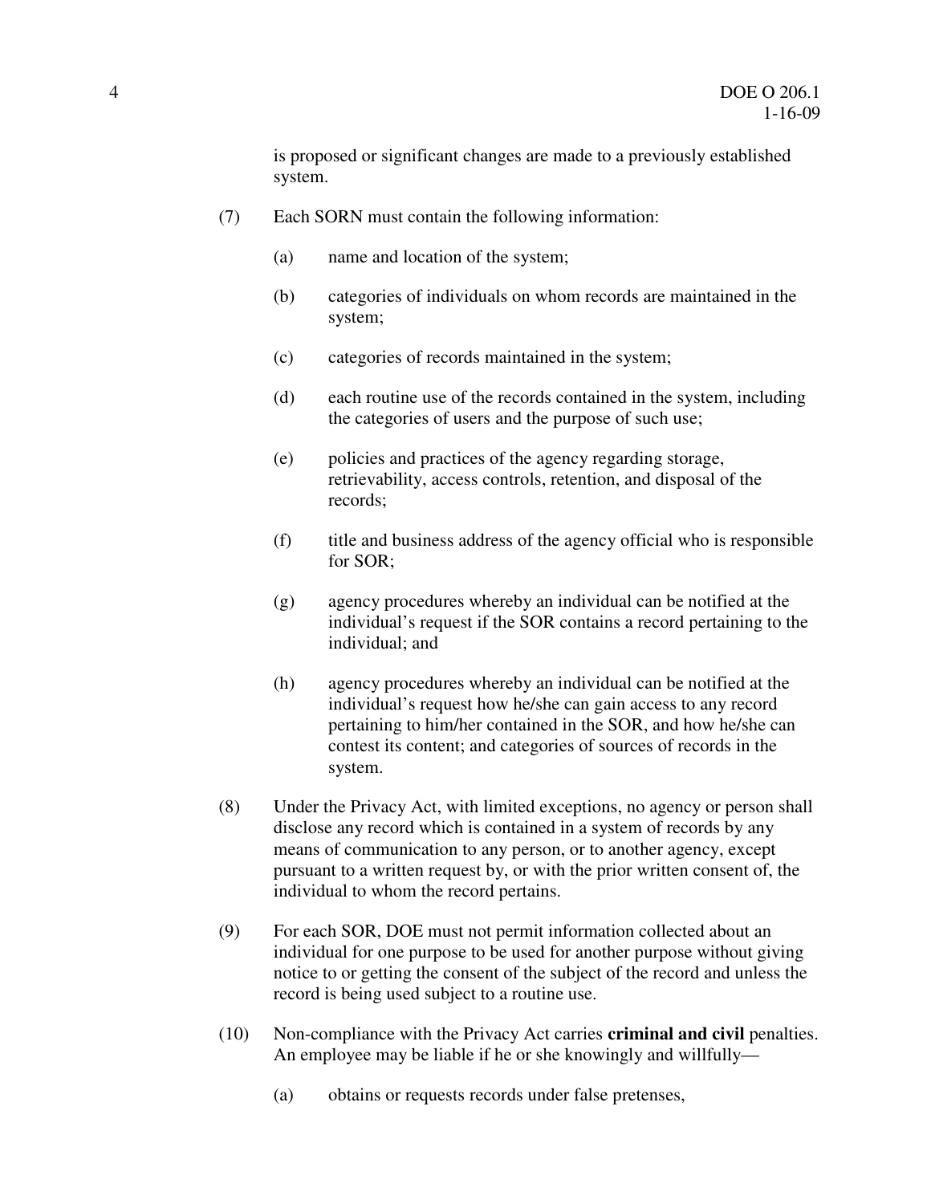is proposed or significant changes are made to a previously established system.

(7) Each SORN must contain the following information:

(a) name and location of the system;

(b) categories of individuals on whom records are maintained in the system;

(c) categories of records maintained in the system;

(d) each routine use of the records contained in the system, including the categories of users and the purpose of such use;

(e) policies and practices of the agency regarding storage, retrievability, access controls, retention, and disposal of the records;

(f) title and business address of the agency official who is responsible for SOR;

(g) agency procedures whereby an individual can be notified at the individual's request if the SOR contains a record pertaining to the individual; and

(h) agency procedures whereby an individual can be notified at the individual's request how he/she can gain access to any record pertaining to him/her contained in the SOR, and how he/she can contest its content; and categories of sources of records in the system.

(8) Under the Privacy Act, with limited exceptions, no agency or person shall disclose any record which is contained in a system of records by any means of communication to any person, or to another agency, except pursuant to a written request by, or with the prior written consent of, the individual to whom the record pertains.

(9) For each SOR, DOE must not permit information collected about an individual for one purpose to be used for another purpose without giving notice to or getting the consent of the subject of the record and unless the record is being used subject to a routine use.

(10) Non-compliance with the Privacy Act carries **criminal and civil** penalties. An employee may be liable if he or she knowingly and willfully—

(a) obtains or requests records under false pretenses,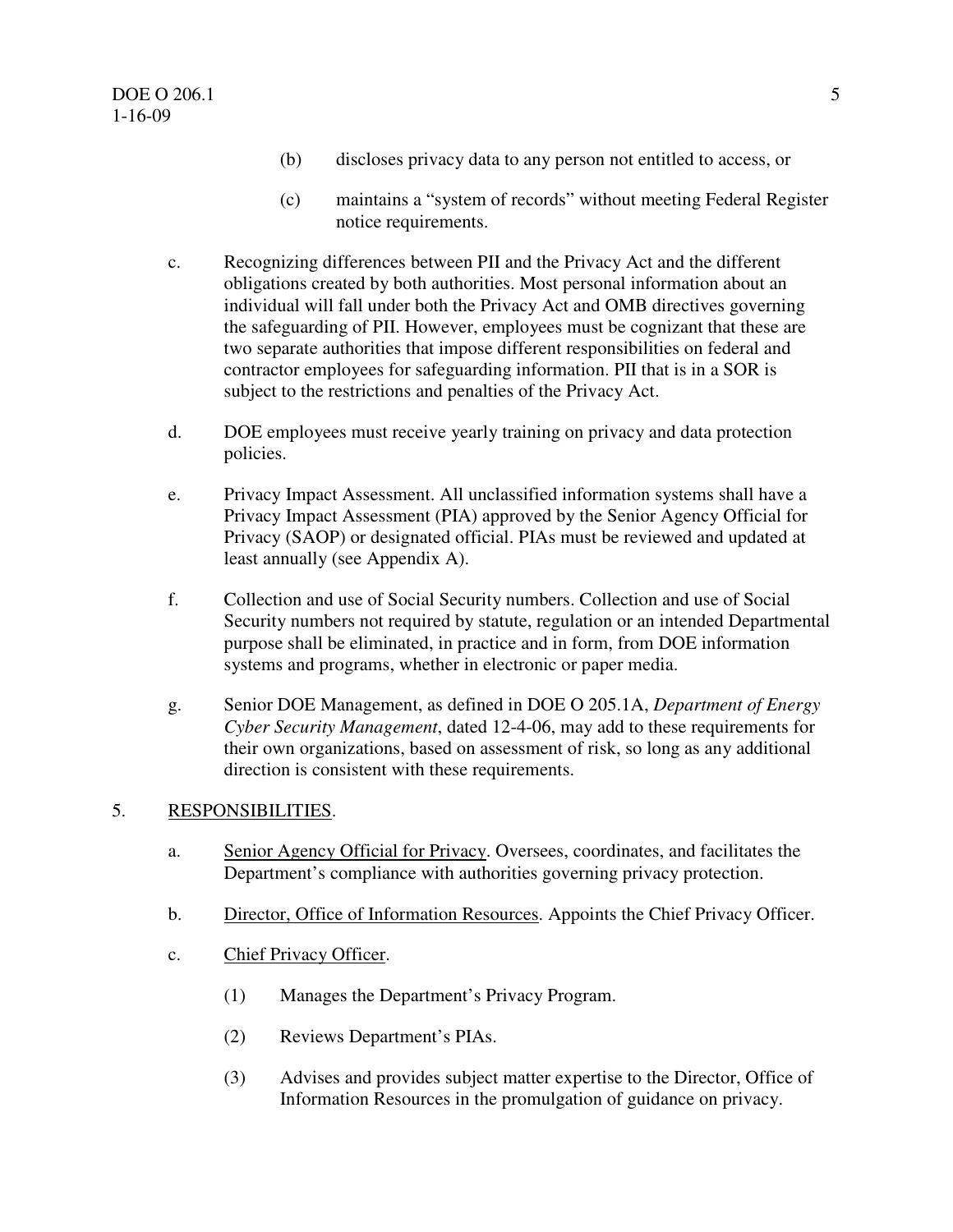(b) discloses privacy data to any person not entitled to access, or

(c) maintains a "system of records" without meeting Federal Register notice requirements.

c. Recognizing differences between PII and the Privacy Act and the different obligations created by both authorities. Most personal information about an individual will fall under both the Privacy Act and OMB directives governing the safeguarding of PII. However, employees must be cognizant that these are two separate authorities that impose different responsibilities on federal and contractor employees for safeguarding information. PII that is in a SOR is subject to the restrictions and penalties of the Privacy Act.

d. DOE employees must receive yearly training on privacy and data protection policies.

e. Privacy Impact Assessment. All unclassified information systems shall have a Privacy Impact Assessment (PIA) approved by the Senior Agency Official for Privacy (SAOP) or designated official. PIAs must be reviewed and updated at least annually (see Appendix A).

f. Collection and use of Social Security numbers. Collection and use of Social Security numbers not required by statute, regulation or an intended Departmental purpose shall be eliminated, in practice and in form, from DOE information systems and programs, whether in electronic or paper media.

g. Senior DOE Management, as defined in DOE O 205.1A, *Department of Energy Cyber Security Management*, dated 12-4-06, may add to these requirements for their own organizations, based on assessment of risk, so long as any additional direction is consistent with these requirements.

5. RESPONSIBILITIES.

a. Senior Agency Official for Privacy. Oversees, coordinates, and facilitates the Department's compliance with authorities governing privacy protection.

b. Director, Office of Information Resources. Appoints the Chief Privacy Officer.

c. Chief Privacy Officer.

(1) Manages the Department's Privacy Program.

(2) Reviews Department's PIAs.

(3) Advises and provides subject matter expertise to the Director, Office of Information Resources in the promulgation of guidance on privacy.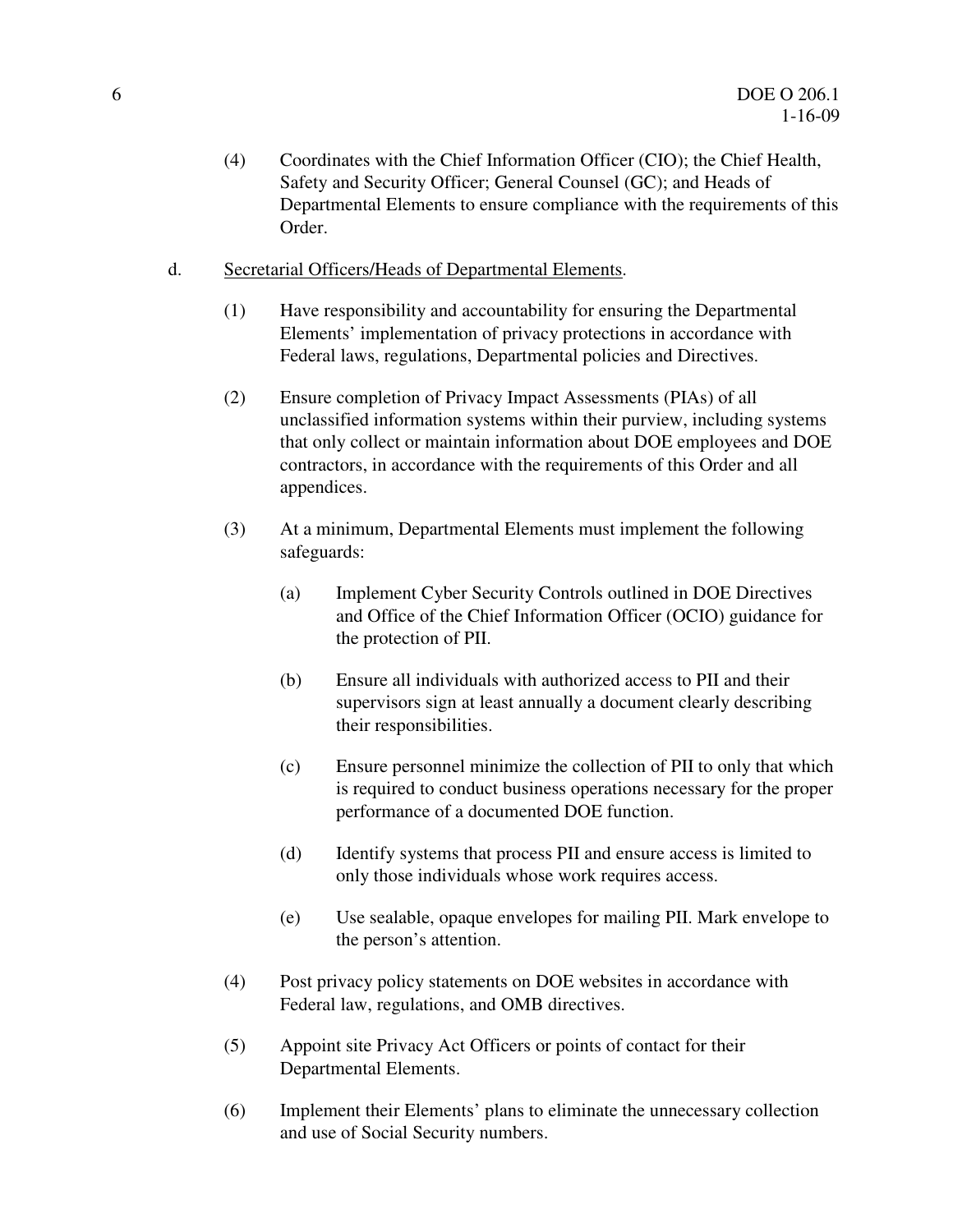(4) Coordinates with the Chief Information Officer (CIO); the Chief Health, Safety and Security Officer; General Counsel (GC); and Heads of Departmental Elements to ensure compliance with the requirements of this Order.

d. <u>Secretarial Officers/Heads of Departmental Elements</u>.

(1) Have responsibility and accountability for ensuring the Departmental Elements' implementation of privacy protections in accordance with Federal laws, regulations, Departmental policies and Directives.

(2) Ensure completion of Privacy Impact Assessments (PIAs) of all unclassified information systems within their purview, including systems that only collect or maintain information about DOE employees and DOE contractors, in accordance with the requirements of this Order and all appendices.

(3) At a minimum, Departmental Elements must implement the following safeguards:

(a) Implement Cyber Security Controls outlined in DOE Directives and Office of the Chief Information Officer (OCIO) guidance for the protection of PII.

(b) Ensure all individuals with authorized access to PII and their supervisors sign at least annually a document clearly describing their responsibilities.

(c) Ensure personnel minimize the collection of PII to only that which is required to conduct business operations necessary for the proper performance of a documented DOE function.

(d) Identify systems that process PII and ensure access is limited to only those individuals whose work requires access.

(e) Use sealable, opaque envelopes for mailing PII. Mark envelope to the person's attention.

(4) Post privacy policy statements on DOE websites in accordance with Federal law, regulations, and OMB directives.

(5) Appoint site Privacy Act Officers or points of contact for their Departmental Elements.

(6) Implement their Elements' plans to eliminate the unnecessary collection and use of Social Security numbers.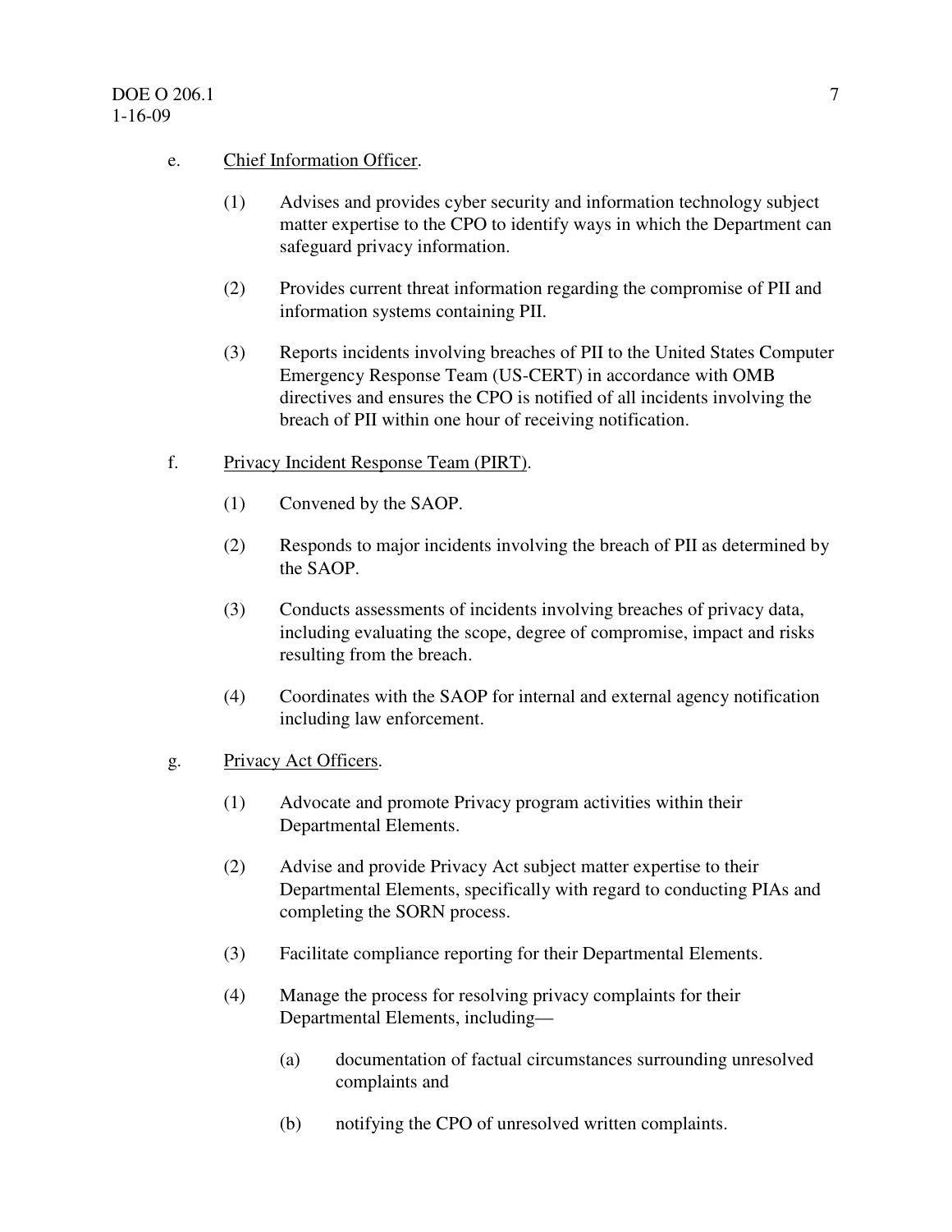e. <u>Chief Information Officer</u>.

(1) Advises and provides cyber security and information technology subject matter expertise to the CPO to identify ways in which the Department can safeguard privacy information.

(2) Provides current threat information regarding the compromise of PII and information systems containing PII.

(3) Reports incidents involving breaches of PII to the United States Computer Emergency Response Team (US-CERT) in accordance with OMB directives and ensures the CPO is notified of all incidents involving the breach of PII within one hour of receiving notification.

f. <u>Privacy Incident Response Team (PIRT)</u>.

(1) Convened by the SAOP.

(2) Responds to major incidents involving the breach of PII as determined by the SAOP.

(3) Conducts assessments of incidents involving breaches of privacy data, including evaluating the scope, degree of compromise, impact and risks resulting from the breach.

(4) Coordinates with the SAOP for internal and external agency notification including law enforcement.

g. <u>Privacy Act Officers</u>.

(1) Advocate and promote Privacy program activities within their Departmental Elements.

(2) Advise and provide Privacy Act subject matter expertise to their Departmental Elements, specifically with regard to conducting PIAs and completing the SORN process.

(3) Facilitate compliance reporting for their Departmental Elements.

(4) Manage the process for resolving privacy complaints for their Departmental Elements, including—

(a) documentation of factual circumstances surrounding unresolved complaints and

(b) notifying the CPO of unresolved written complaints.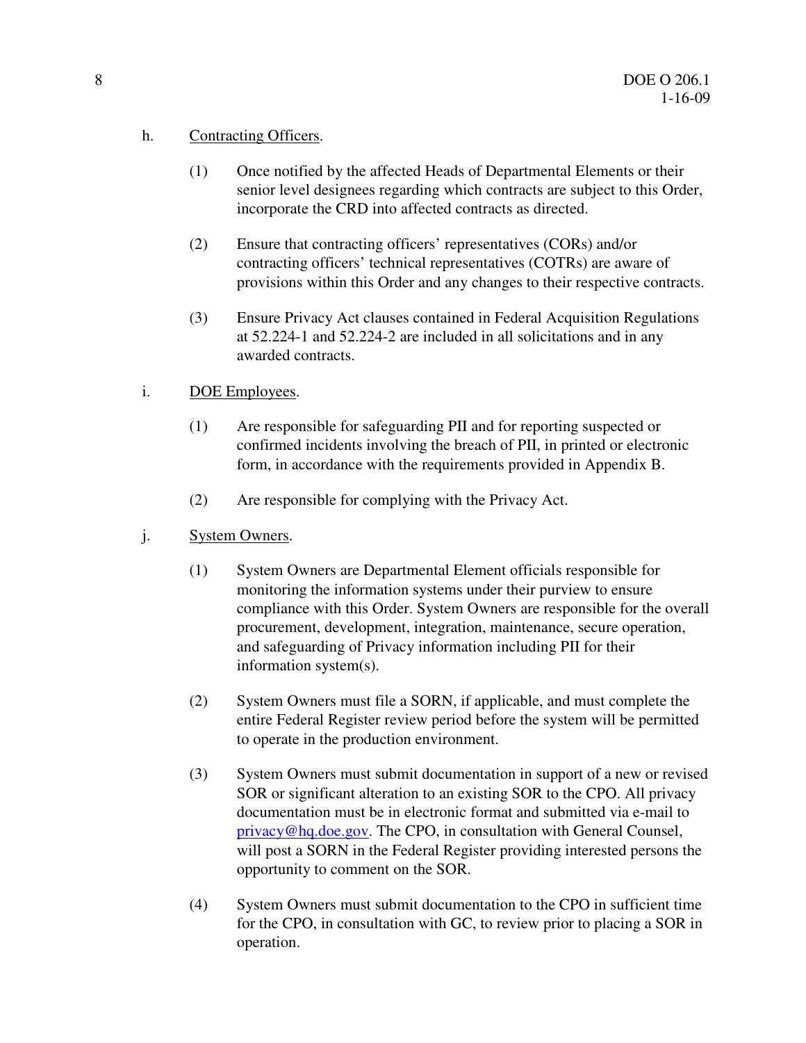h. <u>Contracting Officers</u>.

(1) Once notified by the affected Heads of Departmental Elements or their senior level designees regarding which contracts are subject to this Order, incorporate the CRD into affected contracts as directed.

(2) Ensure that contracting officers' representatives (CORs) and/or contracting officers' technical representatives (COTRs) are aware of provisions within this Order and any changes to their respective contracts.

(3) Ensure Privacy Act clauses contained in Federal Acquisition Regulations at 52.224-1 and 52.224-2 are included in all solicitations and in any awarded contracts.

i. <u>DOE Employees</u>.

(1) Are responsible for safeguarding PII and for reporting suspected or confirmed incidents involving the breach of PII, in printed or electronic form, in accordance with the requirements provided in Appendix B.

(2) Are responsible for complying with the Privacy Act.

j. <u>System Owners</u>.

(1) System Owners are Departmental Element officials responsible for monitoring the information systems under their purview to ensure compliance with this Order. System Owners are responsible for the overall procurement, development, integration, maintenance, secure operation, and safeguarding of Privacy information including PII for their information system(s).

(2) System Owners must file a SORN, if applicable, and must complete the entire Federal Register review period before the system will be permitted to operate in the production environment.

(3) System Owners must submit documentation in support of a new or revised SOR or significant alteration to an existing SOR to the CPO. All privacy documentation must be in electronic format and submitted via e-mail to privacy@hq.doe.gov. The CPO, in consultation with General Counsel, will post a SORN in the Federal Register providing interested persons the opportunity to comment on the SOR.

(4) System Owners must submit documentation to the CPO in sufficient time for the CPO, in consultation with GC, to review prior to placing a SOR in operation.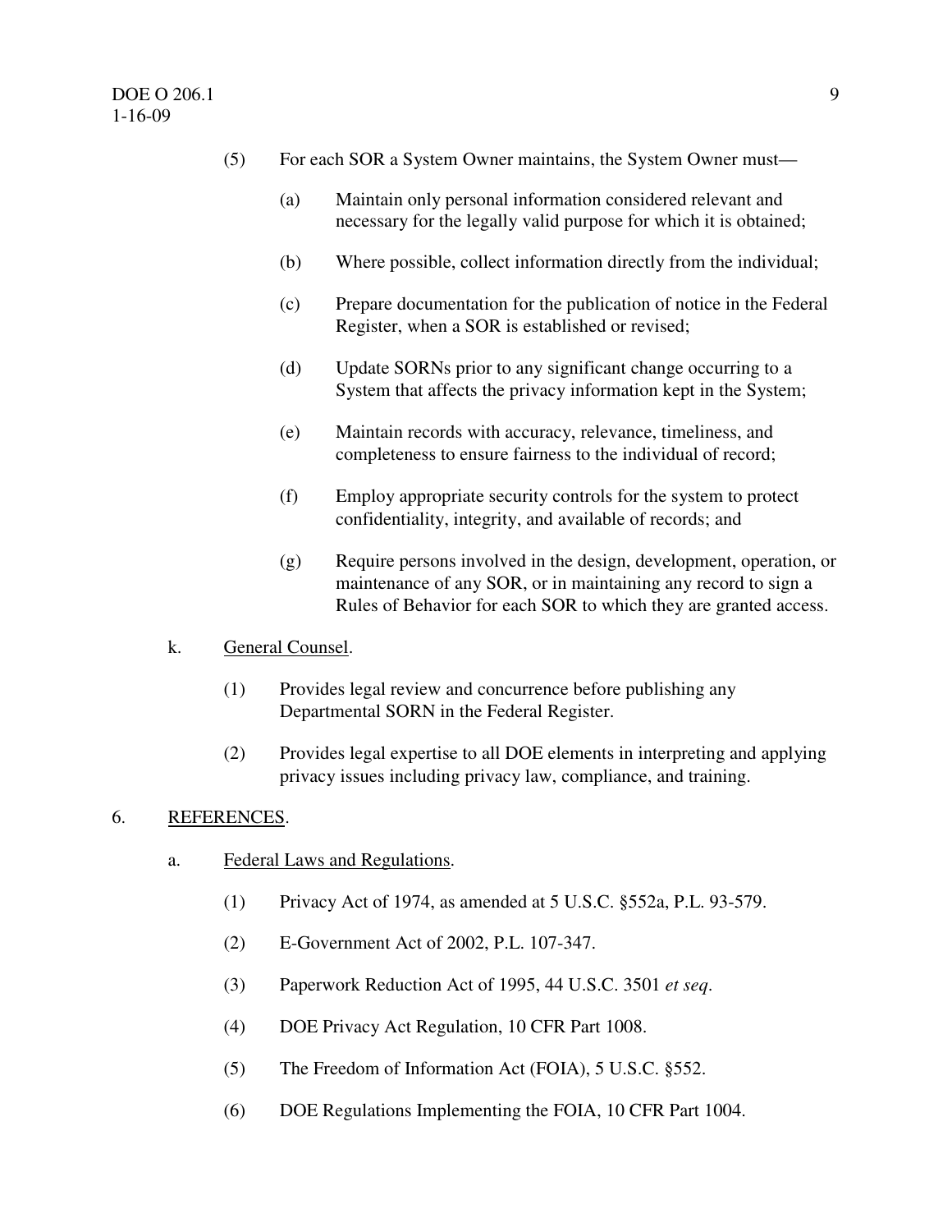(5) For each SOR a System Owner maintains, the System Owner must—

(a) Maintain only personal information considered relevant and necessary for the legally valid purpose for which it is obtained;

(b) Where possible, collect information directly from the individual;

(c) Prepare documentation for the publication of notice in the Federal Register, when a SOR is established or revised;

(d) Update SORNs prior to any significant change occurring to a System that affects the privacy information kept in the System;

(e) Maintain records with accuracy, relevance, timeliness, and completeness to ensure fairness to the individual of record;

(f) Employ appropriate security controls for the system to protect confidentiality, integrity, and available of records; and

(g) Require persons involved in the design, development, operation, or maintenance of any SOR, or in maintaining any record to sign a Rules of Behavior for each SOR to which they are granted access.

k. General Counsel.

(1) Provides legal review and concurrence before publishing any Departmental SORN in the Federal Register.

(2) Provides legal expertise to all DOE elements in interpreting and applying privacy issues including privacy law, compliance, and training.

6. REFERENCES.

a. Federal Laws and Regulations.

(1) Privacy Act of 1974, as amended at 5 U.S.C. §552a, P.L. 93-579.

(2) E-Government Act of 2002, P.L. 107-347.

(3) Paperwork Reduction Act of 1995, 44 U.S.C. 3501 *et seq*.

(4) DOE Privacy Act Regulation, 10 CFR Part 1008.

(5) The Freedom of Information Act (FOIA), 5 U.S.C. §552.

(6) DOE Regulations Implementing the FOIA, 10 CFR Part 1004.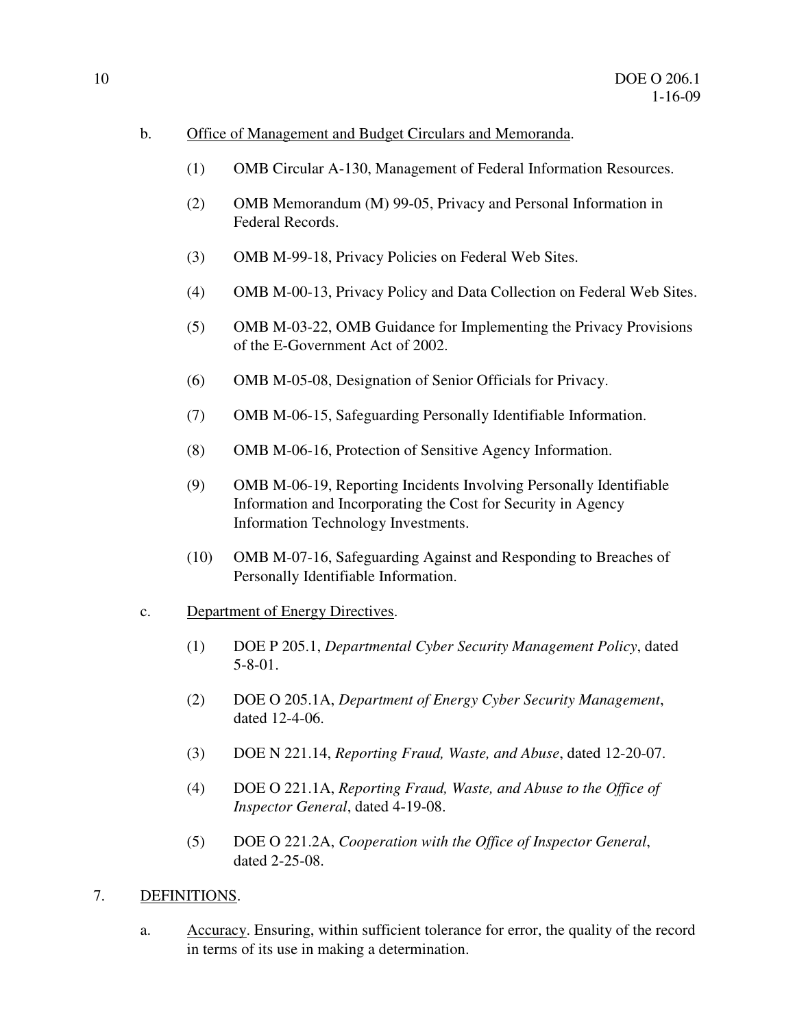b. Office of Management and Budget Circulars and Memoranda.

(1) OMB Circular A-130, Management of Federal Information Resources.

(2) OMB Memorandum (M) 99-05, Privacy and Personal Information in Federal Records.

(3) OMB M-99-18, Privacy Policies on Federal Web Sites.

(4) OMB M-00-13, Privacy Policy and Data Collection on Federal Web Sites.

(5) OMB M-03-22, OMB Guidance for Implementing the Privacy Provisions of the E-Government Act of 2002.

(6) OMB M-05-08, Designation of Senior Officials for Privacy.

(7) OMB M-06-15, Safeguarding Personally Identifiable Information.

(8) OMB M-06-16, Protection of Sensitive Agency Information.

(9) OMB M-06-19, Reporting Incidents Involving Personally Identifiable Information and Incorporating the Cost for Security in Agency Information Technology Investments.

(10) OMB M-07-16, Safeguarding Against and Responding to Breaches of Personally Identifiable Information.

c. Department of Energy Directives.

(1) DOE P 205.1, *Departmental Cyber Security Management Policy*, dated 5-8-01.

(2) DOE O 205.1A, *Department of Energy Cyber Security Management*, dated 12-4-06.

(3) DOE N 221.14, *Reporting Fraud, Waste, and Abuse*, dated 12-20-07.

(4) DOE O 221.1A, *Reporting Fraud, Waste, and Abuse to the Office of Inspector General*, dated 4-19-08.

(5) DOE O 221.2A, *Cooperation with the Office of Inspector General*, dated 2-25-08.

7. DEFINITIONS.

a. Accuracy. Ensuring, within sufficient tolerance for error, the quality of the record in terms of its use in making a determination.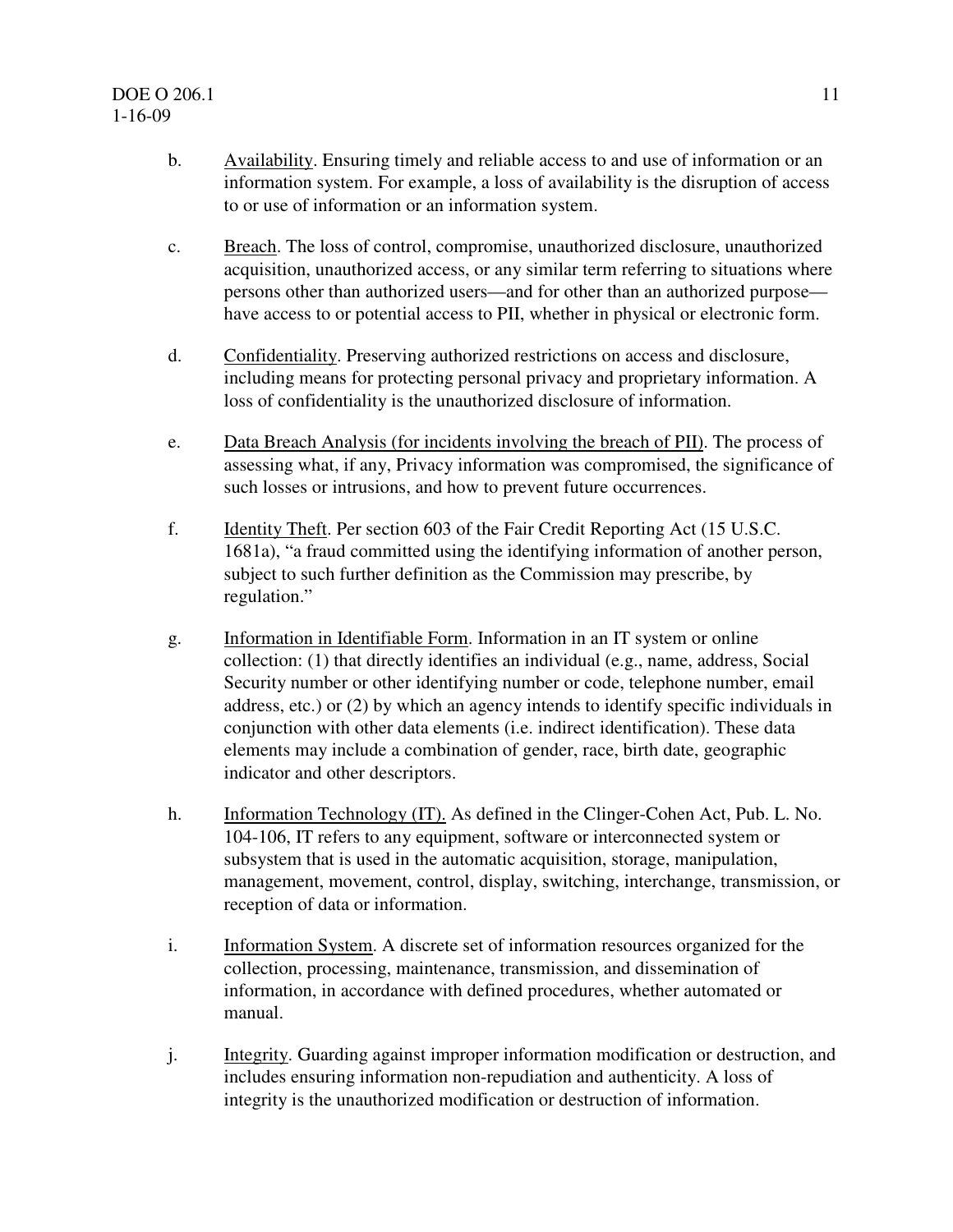b. <u>Availability</u>. Ensuring timely and reliable access to and use of information or an information system. For example, a loss of availability is the disruption of access to or use of information or an information system.

c. <u>Breach</u>. The loss of control, compromise, unauthorized disclosure, unauthorized acquisition, unauthorized access, or any similar term referring to situations where persons other than authorized users—and for other than an authorized purpose—have access to or potential access to PII, whether in physical or electronic form.

d. <u>Confidentiality</u>. Preserving authorized restrictions on access and disclosure, including means for protecting personal privacy and proprietary information. A loss of confidentiality is the unauthorized disclosure of information.

e. <u>Data Breach Analysis (for incidents involving the breach of PII)</u>. The process of assessing what, if any, Privacy information was compromised, the significance of such losses or intrusions, and how to prevent future occurrences.

f. <u>Identity Theft</u>. Per section 603 of the Fair Credit Reporting Act (15 U.S.C. 1681a), "a fraud committed using the identifying information of another person, subject to such further definition as the Commission may prescribe, by regulation."

g. <u>Information in Identifiable Form</u>. Information in an IT system or online collection: (1) that directly identifies an individual (e.g., name, address, Social Security number or other identifying number or code, telephone number, email address, etc.) or (2) by which an agency intends to identify specific individuals in conjunction with other data elements (i.e. indirect identification). These data elements may include a combination of gender, race, birth date, geographic indicator and other descriptors.

h. <u>Information Technology (IT).</u> As defined in the Clinger-Cohen Act, Pub. L. No. 104-106, IT refers to any equipment, software or interconnected system or subsystem that is used in the automatic acquisition, storage, manipulation, management, movement, control, display, switching, interchange, transmission, or reception of data or information.

i. <u>Information System</u>. A discrete set of information resources organized for the collection, processing, maintenance, transmission, and dissemination of information, in accordance with defined procedures, whether automated or manual.

j. <u>Integrity</u>. Guarding against improper information modification or destruction, and includes ensuring information non-repudiation and authenticity. A loss of integrity is the unauthorized modification or destruction of information.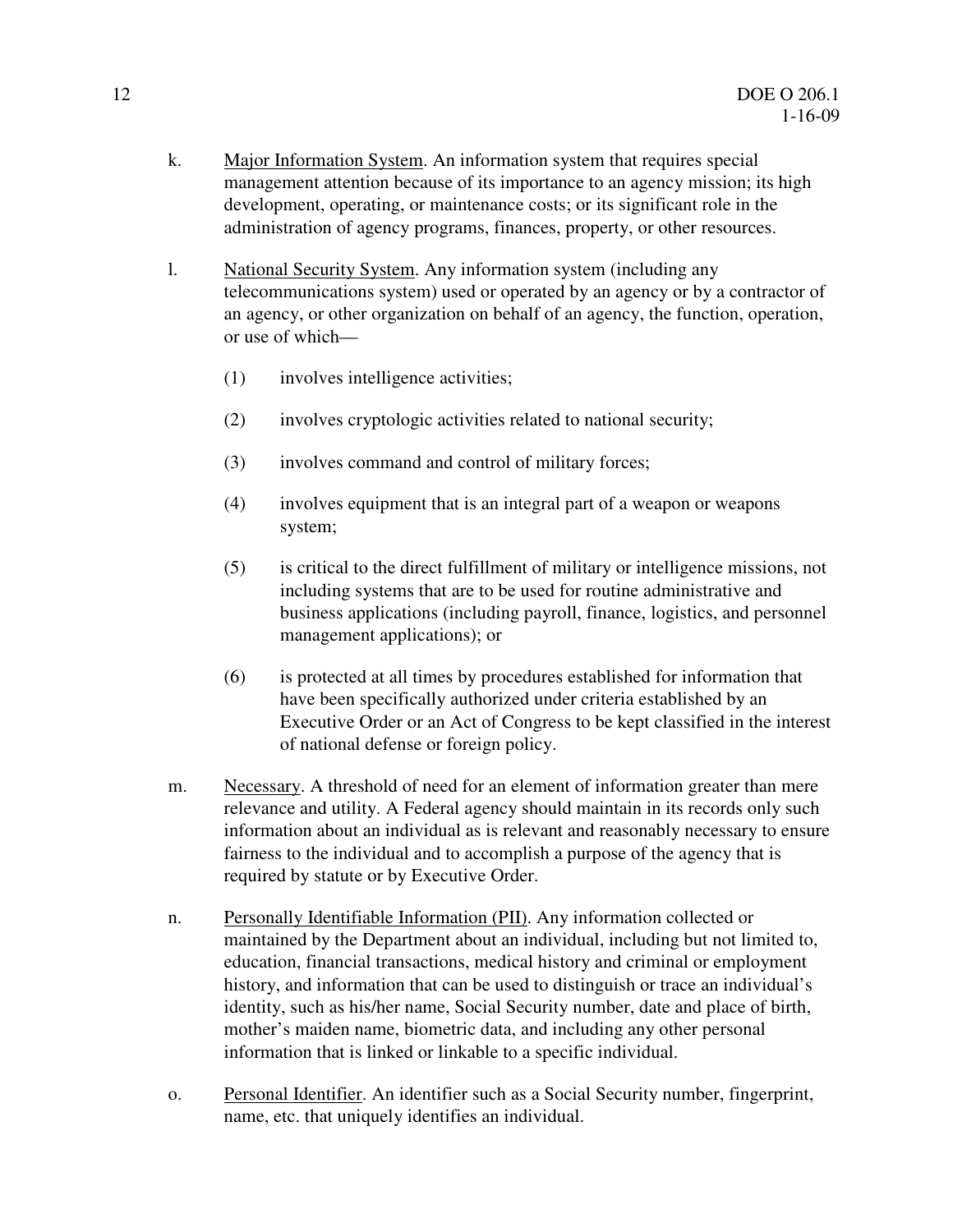k. Major Information System. An information system that requires special management attention because of its importance to an agency mission; its high development, operating, or maintenance costs; or its significant role in the administration of agency programs, finances, property, or other resources.

l. National Security System. Any information system (including any telecommunications system) used or operated by an agency or by a contractor of an agency, or other organization on behalf of an agency, the function, operation, or use of which—

   (1) involves intelligence activities;

   (2) involves cryptologic activities related to national security;

   (3) involves command and control of military forces;

   (4) involves equipment that is an integral part of a weapon or weapons system;

   (5) is critical to the direct fulfillment of military or intelligence missions, not including systems that are to be used for routine administrative and business applications (including payroll, finance, logistics, and personnel management applications); or

   (6) is protected at all times by procedures established for information that have been specifically authorized under criteria established by an Executive Order or an Act of Congress to be kept classified in the interest of national defense or foreign policy.

m. Necessary. A threshold of need for an element of information greater than mere relevance and utility. A Federal agency should maintain in its records only such information about an individual as is relevant and reasonably necessary to ensure fairness to the individual and to accomplish a purpose of the agency that is required by statute or by Executive Order.

n. Personally Identifiable Information (PII). Any information collected or maintained by the Department about an individual, including but not limited to, education, financial transactions, medical history and criminal or employment history, and information that can be used to distinguish or trace an individual's identity, such as his/her name, Social Security number, date and place of birth, mother's maiden name, biometric data, and including any other personal information that is linked or linkable to a specific individual.

o. Personal Identifier. An identifier such as a Social Security number, fingerprint, name, etc. that uniquely identifies an individual.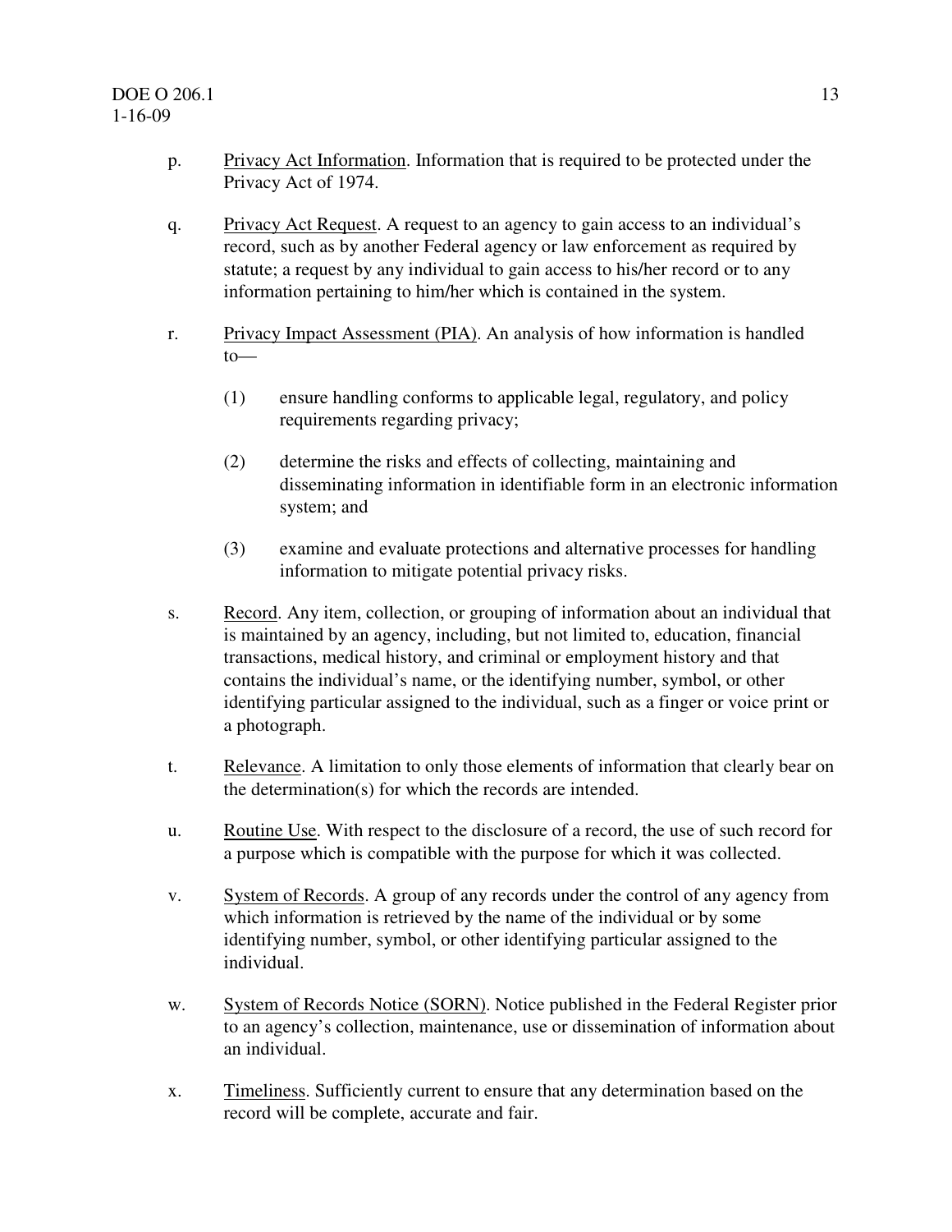p. Privacy Act Information. Information that is required to be protected under the Privacy Act of 1974.

q. Privacy Act Request. A request to an agency to gain access to an individual's record, such as by another Federal agency or law enforcement as required by statute; a request by any individual to gain access to his/her record or to any information pertaining to him/her which is contained in the system.

r. Privacy Impact Assessment (PIA). An analysis of how information is handled to—

   (1) ensure handling conforms to applicable legal, regulatory, and policy requirements regarding privacy;

   (2) determine the risks and effects of collecting, maintaining and disseminating information in identifiable form in an electronic information system; and

   (3) examine and evaluate protections and alternative processes for handling information to mitigate potential privacy risks.

s. Record. Any item, collection, or grouping of information about an individual that is maintained by an agency, including, but not limited to, education, financial transactions, medical history, and criminal or employment history and that contains the individual's name, or the identifying number, symbol, or other identifying particular assigned to the individual, such as a finger or voice print or a photograph.

t. Relevance. A limitation to only those elements of information that clearly bear on the determination(s) for which the records are intended.

u. Routine Use. With respect to the disclosure of a record, the use of such record for a purpose which is compatible with the purpose for which it was collected.

v. System of Records. A group of any records under the control of any agency from which information is retrieved by the name of the individual or by some identifying number, symbol, or other identifying particular assigned to the individual.

w. System of Records Notice (SORN). Notice published in the Federal Register prior to an agency's collection, maintenance, use or dissemination of information about an individual.

x. Timeliness. Sufficiently current to ensure that any determination based on the record will be complete, accurate and fair.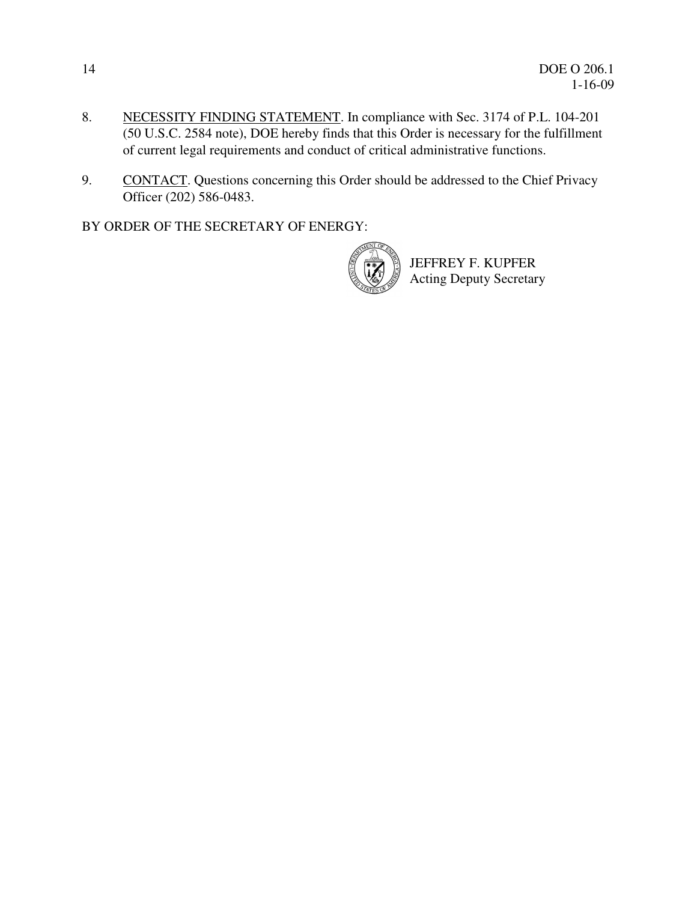8. NECESSITY FINDING STATEMENT. In compliance with Sec. 3174 of P.L. 104-201 (50 U.S.C. 2584 note), DOE hereby finds that this Order is necessary for the fulfillment of current legal requirements and conduct of critical administrative functions.

9. CONTACT. Questions concerning this Order should be addressed to the Chief Privacy Officer (202) 586-0483.

BY ORDER OF THE SECRETARY OF ENERGY:

JEFFREY F. KUPFER
Acting Deputy Secretary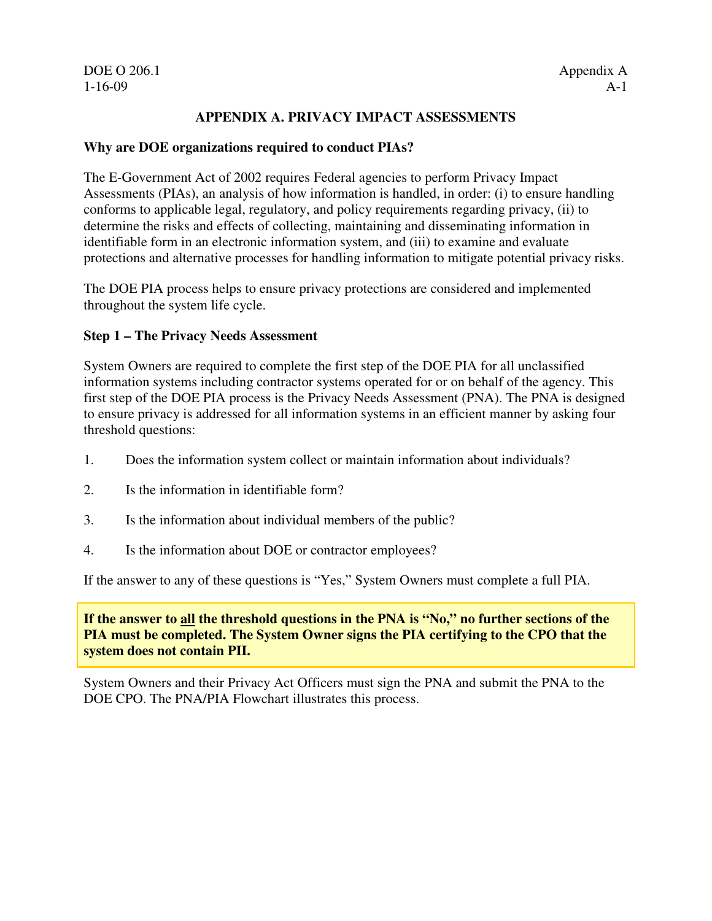## APPENDIX A. PRIVACY IMPACT ASSESSMENTS

### Why are DOE organizations required to conduct PIAs?

The E-Government Act of 2002 requires Federal agencies to perform Privacy Impact Assessments (PIAs), an analysis of how information is handled, in order: (i) to ensure handling conforms to applicable legal, regulatory, and policy requirements regarding privacy, (ii) to determine the risks and effects of collecting, maintaining and disseminating information in identifiable form in an electronic information system, and (iii) to examine and evaluate protections and alternative processes for handling information to mitigate potential privacy risks.

The DOE PIA process helps to ensure privacy protections are considered and implemented throughout the system life cycle.

### Step 1 – The Privacy Needs Assessment

System Owners are required to complete the first step of the DOE PIA for all unclassified information systems including contractor systems operated for or on behalf of the agency. This first step of the DOE PIA process is the Privacy Needs Assessment (PNA). The PNA is designed to ensure privacy is addressed for all information systems in an efficient manner by asking four threshold questions:

1. Does the information system collect or maintain information about individuals?
2. Is the information in identifiable form?
3. Is the information about individual members of the public?
4. Is the information about DOE or contractor employees?

If the answer to any of these questions is "Yes," System Owners must complete a full PIA.

**If the answer to <u>all</u> the threshold questions in the PNA is "No," no further sections of the PIA must be completed. The System Owner signs the PIA certifying to the CPO that the system does not contain PII.**

System Owners and their Privacy Act Officers must sign the PNA and submit the PNA to the DOE CPO. The PNA/PIA Flowchart illustrates this process.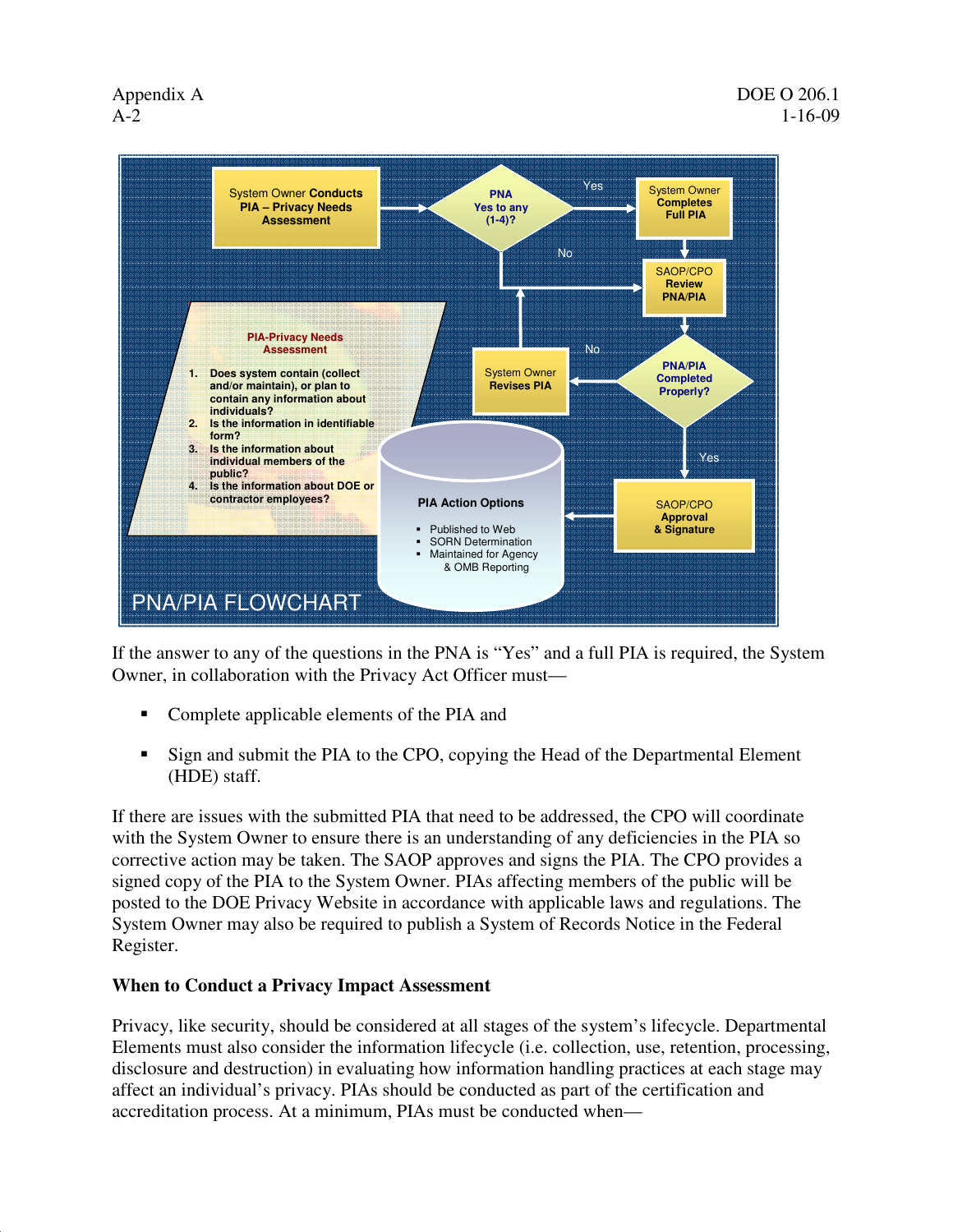PNA/PIA FLOWCHART

System Owner Conducts PIA – Privacy Needs Assessment → PNA Yes to any (1-4)?

- Yes → System Owner Completes Full PIA → SAOP/CPO Review PNA/PIA
- No → SAOP/CPO Review PNA/PIA

SAOP/CPO Review PNA/PIA → PNA/PIA Completed Properly?

- No → System Owner Revises PIA → SAOP/CPO Review PNA/PIA
- Yes → SAOP/CPO Approval & Signature → PIA Action Options

**PIA-Privacy Needs Assessment**

1. Does system contain (collect and/or maintain), or plan to contain any information about individuals?
2. Is the information in identifiable form?
3. Is the information about individual members of the public?
4. Is the information about DOE or contractor employees?

**PIA Action Options**

- Published to Web
- SORN Determination
- Maintained for Agency & OMB Reporting

If the answer to any of the questions in the PNA is "Yes" and a full PIA is required, the System Owner, in collaboration with the Privacy Act Officer must—

- Complete applicable elements of the PIA and
- Sign and submit the PIA to the CPO, copying the Head of the Departmental Element (HDE) staff.

If there are issues with the submitted PIA that need to be addressed, the CPO will coordinate with the System Owner to ensure there is an understanding of any deficiencies in the PIA so corrective action may be taken. The SAOP approves and signs the PIA. The CPO provides a signed copy of the PIA to the System Owner. PIAs affecting members of the public will be posted to the DOE Privacy Website in accordance with applicable laws and regulations. The System Owner may also be required to publish a System of Records Notice in the Federal Register.

**When to Conduct a Privacy Impact Assessment**

Privacy, like security, should be considered at all stages of the system's lifecycle. Departmental Elements must also consider the information lifecycle (i.e. collection, use, retention, processing, disclosure and destruction) in evaluating how information handling practices at each stage may affect an individual's privacy. PIAs should be conducted as part of the certification and accreditation process. At a minimum, PIAs must be conducted when—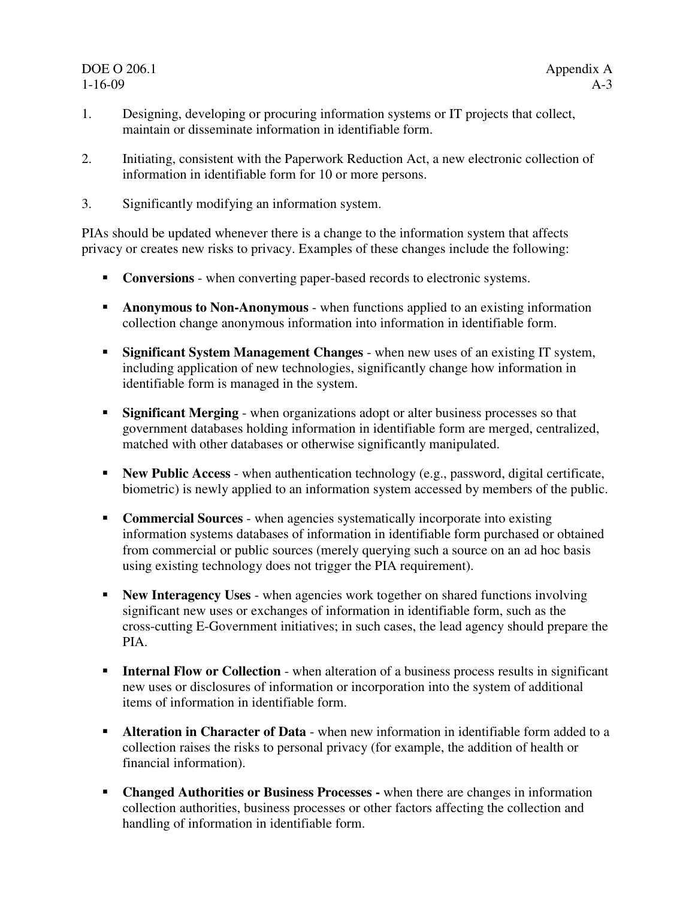1. Designing, developing or procuring information systems or IT projects that collect, maintain or disseminate information in identifiable form.

2. Initiating, consistent with the Paperwork Reduction Act, a new electronic collection of information in identifiable form for 10 or more persons.

3. Significantly modifying an information system.

PIAs should be updated whenever there is a change to the information system that affects privacy or creates new risks to privacy. Examples of these changes include the following:

- **Conversions** - when converting paper-based records to electronic systems.

- **Anonymous to Non-Anonymous** - when functions applied to an existing information collection change anonymous information into information in identifiable form.

- **Significant System Management Changes** - when new uses of an existing IT system, including application of new technologies, significantly change how information in identifiable form is managed in the system.

- **Significant Merging** - when organizations adopt or alter business processes so that government databases holding information in identifiable form are merged, centralized, matched with other databases or otherwise significantly manipulated.

- **New Public Access** - when authentication technology (e.g., password, digital certificate, biometric) is newly applied to an information system accessed by members of the public.

- **Commercial Sources** - when agencies systematically incorporate into existing information systems databases of information in identifiable form purchased or obtained from commercial or public sources (merely querying such a source on an ad hoc basis using existing technology does not trigger the PIA requirement).

- **New Interagency Uses** - when agencies work together on shared functions involving significant new uses or exchanges of information in identifiable form, such as the cross-cutting E-Government initiatives; in such cases, the lead agency should prepare the PIA.

- **Internal Flow or Collection** - when alteration of a business process results in significant new uses or disclosures of information or incorporation into the system of additional items of information in identifiable form.

- **Alteration in Character of Data** - when new information in identifiable form added to a collection raises the risks to personal privacy (for example, the addition of health or financial information).

- **Changed Authorities or Business Processes -** when there are changes in information collection authorities, business processes or other factors affecting the collection and handling of information in identifiable form.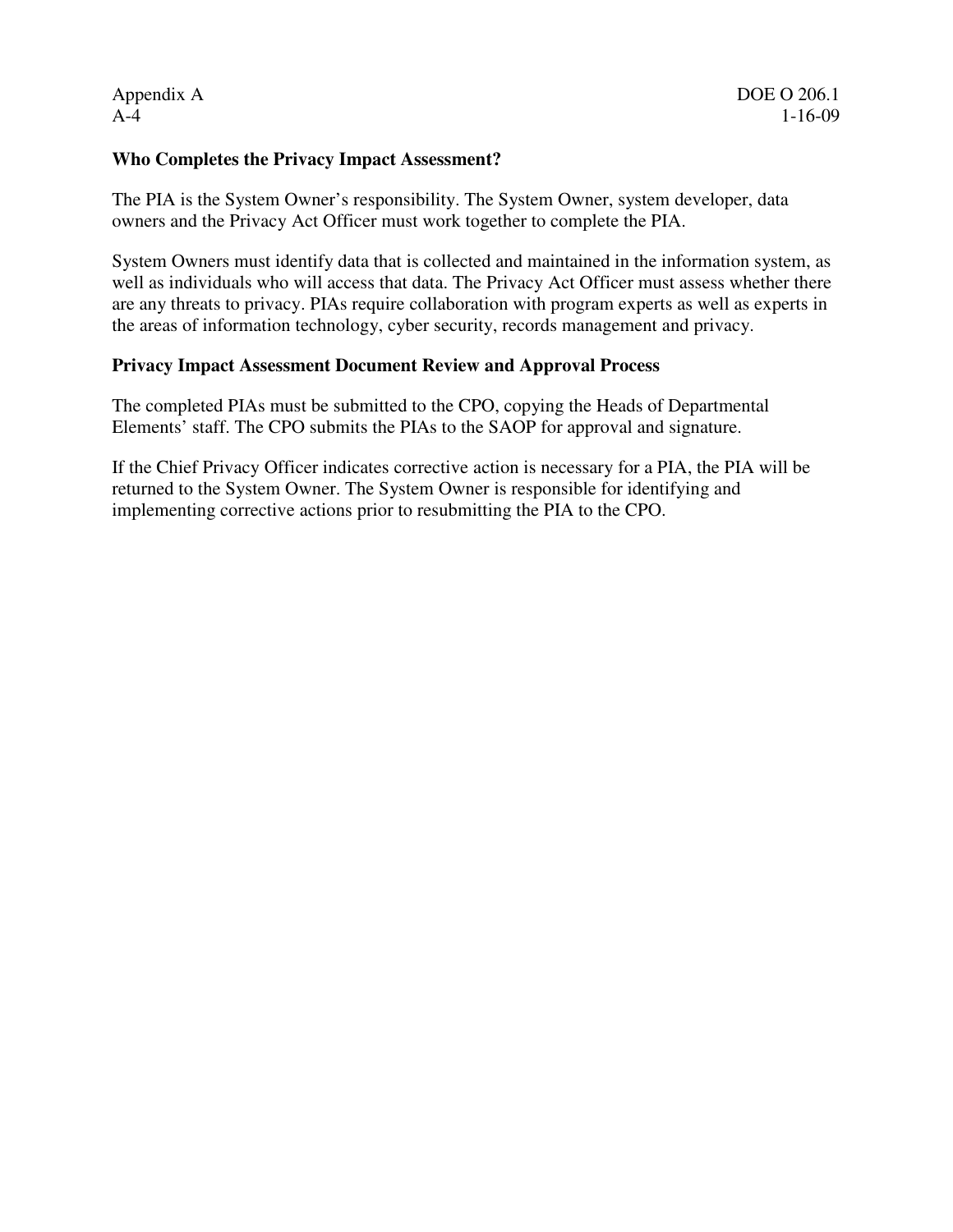### Who Completes the Privacy Impact Assessment?

The PIA is the System Owner's responsibility. The System Owner, system developer, data owners and the Privacy Act Officer must work together to complete the PIA.

System Owners must identify data that is collected and maintained in the information system, as well as individuals who will access that data. The Privacy Act Officer must assess whether there are any threats to privacy. PIAs require collaboration with program experts as well as experts in the areas of information technology, cyber security, records management and privacy.

### Privacy Impact Assessment Document Review and Approval Process

The completed PIAs must be submitted to the CPO, copying the Heads of Departmental Elements' staff. The CPO submits the PIAs to the SAOP for approval and signature.

If the Chief Privacy Officer indicates corrective action is necessary for a PIA, the PIA will be returned to the System Owner. The System Owner is responsible for identifying and implementing corrective actions prior to resubmitting the PIA to the CPO.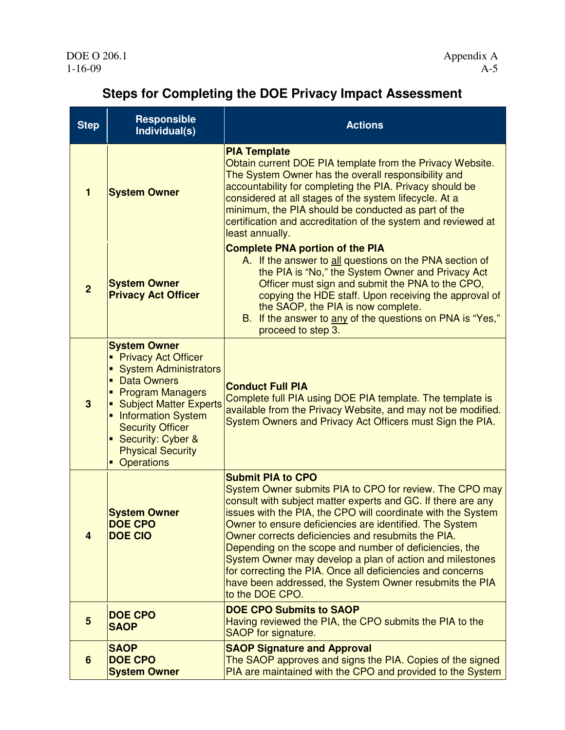## Steps for Completing the DOE Privacy Impact Assessment

| Step | Responsible Individual(s) | Actions |
|---|---|---|
| 1 | **System Owner** | **PIA Template**<br>Obtain current DOE PIA template from the Privacy Website. The System Owner has the overall responsibility and accountability for completing the PIA. Privacy should be considered at all stages of the system lifecycle. At a minimum, the PIA should be conducted as part of the certification and accreditation of the system and reviewed at least annually. |
| 2 | **System Owner**<br>**Privacy Act Officer** | **Complete PNA portion of the PIA**<br>A. If the answer to all questions on the PNA section of the PIA is "No," the System Owner and Privacy Act Officer must sign and submit the PNA to the CPO, copying the HDE staff. Upon receiving the approval of the SAOP, the PIA is now complete.<br>B. If the answer to any of the questions on PNA is "Yes," proceed to step 3. |
| 3 | **System Owner**<br>▪ Privacy Act Officer<br>▪ System Administrators<br>▪ Data Owners<br>▪ Program Managers<br>▪ Subject Matter Experts<br>▪ Information System Security Officer<br>▪ Security: Cyber & Physical Security<br>▪ Operations | **Conduct Full PIA**<br>Complete full PIA using DOE PIA template. The template is available from the Privacy Website, and may not be modified. System Owners and Privacy Act Officers must Sign the PIA. |
| 4 | **System Owner**<br>**DOE CPO**<br>**DOE CIO** | **Submit PIA to CPO**<br>System Owner submits PIA to CPO for review. The CPO may consult with subject matter experts and GC. If there are any issues with the PIA, the CPO will coordinate with the System Owner to ensure deficiencies are identified. The System Owner corrects deficiencies and resubmits the PIA. Depending on the scope and number of deficiencies, the System Owner may develop a plan of action and milestones for correcting the PIA. Once all deficiencies and concerns have been addressed, the System Owner resubmits the PIA to the DOE CPO. |
| 5 | **DOE CPO**<br>**SAOP** | **DOE CPO Submits to SAOP**<br>Having reviewed the PIA, the CPO submits the PIA to the SAOP for signature. |
| 6 | **SAOP**<br>**DOE CPO**<br>**System Owner** | **SAOP Signature and Approval**<br>The SAOP approves and signs the PIA. Copies of the signed PIA are maintained with the CPO and provided to the System |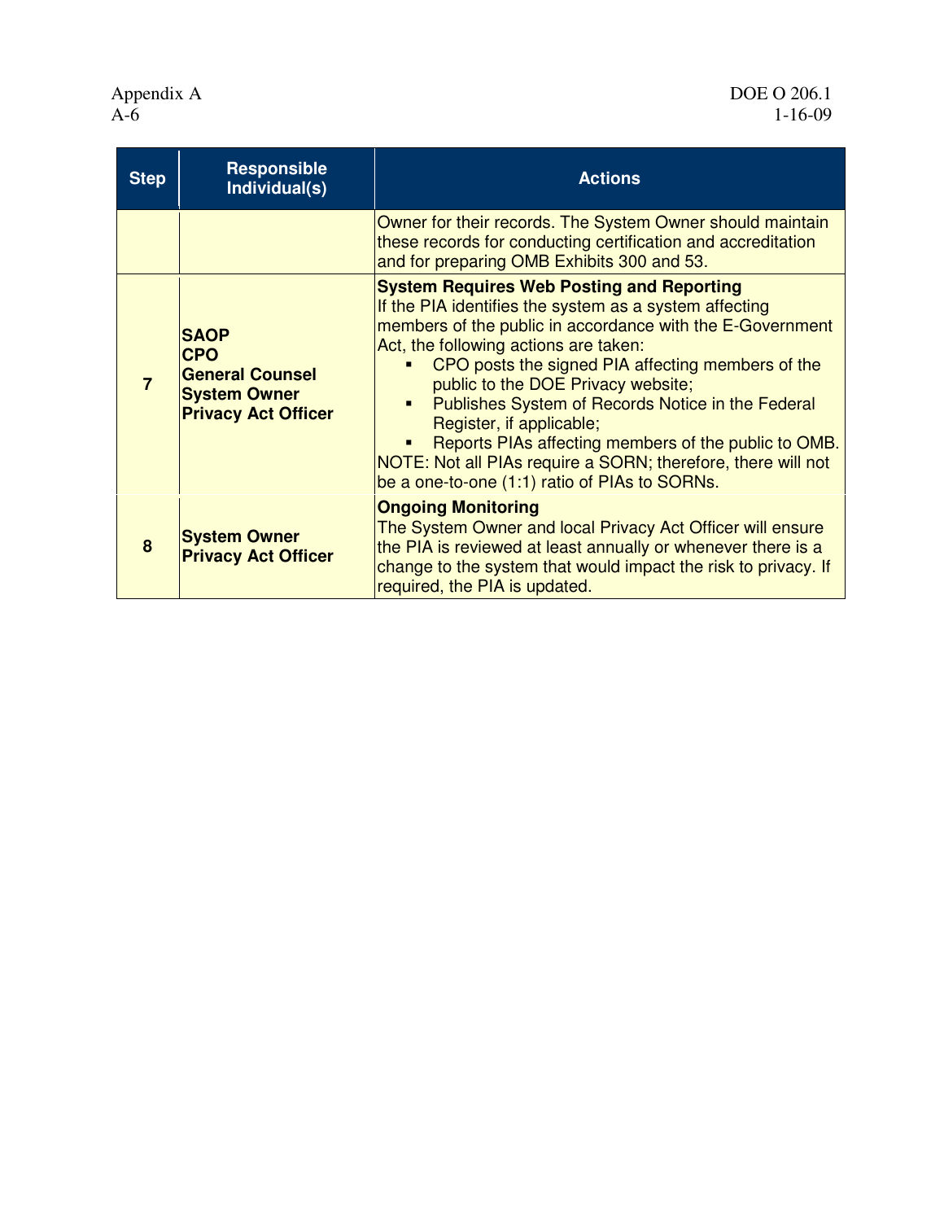| Step | Responsible Individual(s) | Actions |
|---|---|---|
| | | Owner for their records. The System Owner should maintain these records for conducting certification and accreditation and for preparing OMB Exhibits 300 and 53. |
| **7** | **SAOP**<br>**CPO**<br>**General Counsel**<br>**System Owner**<br>**Privacy Act Officer** | **System Requires Web Posting and Reporting**<br>If the PIA identifies the system as a system affecting members of the public in accordance with the E-Government Act, the following actions are taken:<br>▪ CPO posts the signed PIA affecting members of the public to the DOE Privacy website;<br>▪ Publishes System of Records Notice in the Federal Register, if applicable;<br>▪ Reports PIAs affecting members of the public to OMB.<br>NOTE: Not all PIAs require a SORN; therefore, there will not be a one-to-one (1:1) ratio of PIAs to SORNs. |
| **8** | **System Owner**<br>**Privacy Act Officer** | **Ongoing Monitoring**<br>The System Owner and local Privacy Act Officer will ensure the PIA is reviewed at least annually or whenever there is a change to the system that would impact the risk to privacy. If required, the PIA is updated. |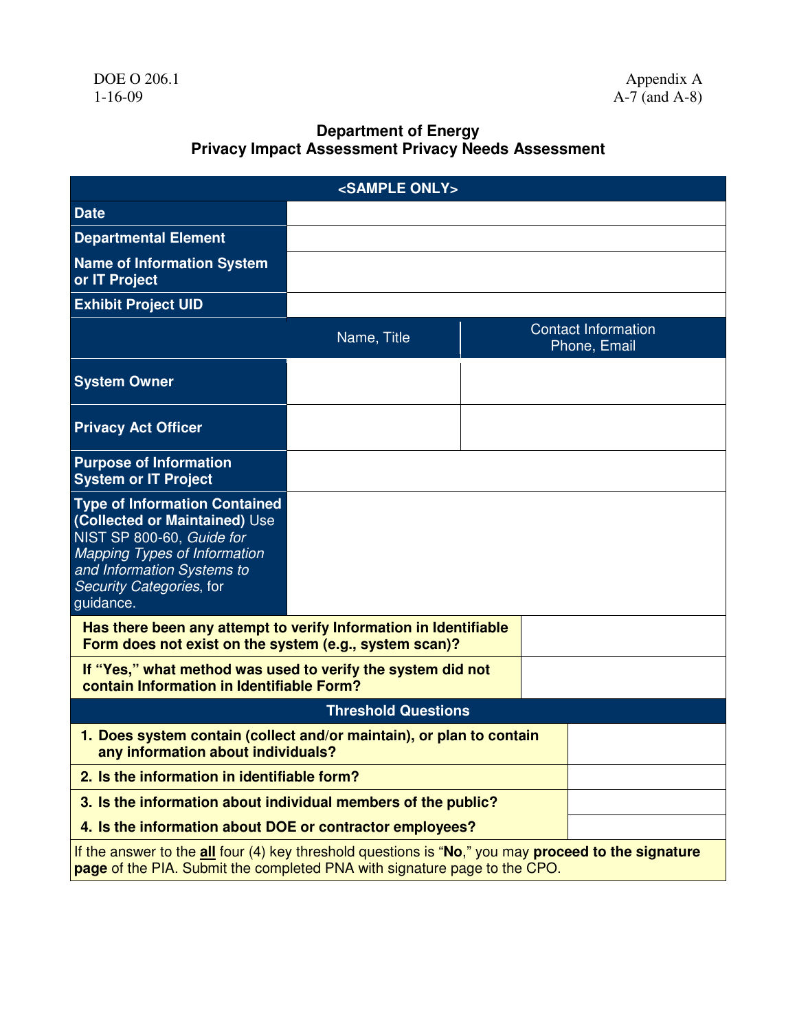## Department of Energy
## Privacy Impact Assessment Privacy Needs Assessment

| <SAMPLE ONLY> | | |
|---|---|---|
| **Date** | | |
| **Departmental Element** | | |
| **Name of Information System or IT Project** | | |
| **Exhibit Project UID** | | |
| | Name, Title | Contact Information Phone, Email |
| **System Owner** | | |
| **Privacy Act Officer** | | |
| **Purpose of Information System or IT Project** | | |
| **Type of Information Contained (Collected or Maintained)** Use NIST SP 800-60, *Guide for Mapping Types of Information and Information Systems to Security Categories*, for guidance. | | |

| | |
|---|---|
| **Has there been any attempt to verify Information in Identifiable Form does not exist on the system (e.g., system scan)?** | |
| **If "Yes," what method was used to verify the system did not contain Information in Identifiable Form?** | |

| Threshold Questions | |
|---|---|
| **1. Does system contain (collect and/or maintain), or plan to contain any information about individuals?** | |
| **2. Is the information in identifiable form?** | |
| **3. Is the information about individual members of the public?** | |
| **4. Is the information about DOE or contractor employees?** | |

If the answer to the **all** four (4) key threshold questions is "**No**," you may **proceed to the signature page** of the PIA. Submit the completed PNA with signature page to the CPO.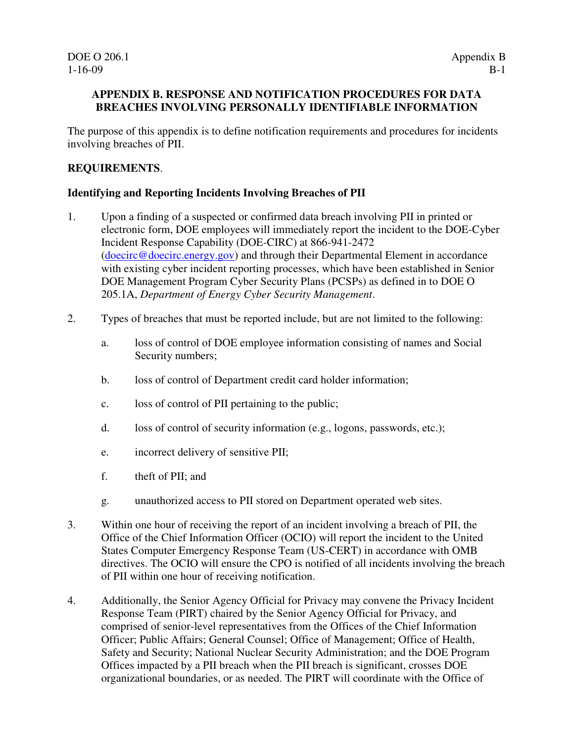# APPENDIX B. RESPONSE AND NOTIFICATION PROCEDURES FOR DATA BREACHES INVOLVING PERSONALLY IDENTIFIABLE INFORMATION

The purpose of this appendix is to define notification requirements and procedures for incidents involving breaches of PII.

**REQUIREMENTS**.

**Identifying and Reporting Incidents Involving Breaches of PII**

1. Upon a finding of a suspected or confirmed data breach involving PII in printed or electronic form, DOE employees will immediately report the incident to the DOE-Cyber Incident Response Capability (DOE-CIRC) at 866-941-2472 (doecirc@doecirc.energy.gov) and through their Departmental Element in accordance with existing cyber incident reporting processes, which have been established in Senior DOE Management Program Cyber Security Plans (PCSPs) as defined in to DOE O 205.1A, *Department of Energy Cyber Security Management*.

2. Types of breaches that must be reported include, but are not limited to the following:

   a. loss of control of DOE employee information consisting of names and Social Security numbers;

   b. loss of control of Department credit card holder information;

   c. loss of control of PII pertaining to the public;

   d. loss of control of security information (e.g., logons, passwords, etc.);

   e. incorrect delivery of sensitive PII;

   f. theft of PII; and

   g. unauthorized access to PII stored on Department operated web sites.

3. Within one hour of receiving the report of an incident involving a breach of PII, the Office of the Chief Information Officer (OCIO) will report the incident to the United States Computer Emergency Response Team (US-CERT) in accordance with OMB directives. The OCIO will ensure the CPO is notified of all incidents involving the breach of PII within one hour of receiving notification.

4. Additionally, the Senior Agency Official for Privacy may convene the Privacy Incident Response Team (PIRT) chaired by the Senior Agency Official for Privacy, and comprised of senior-level representatives from the Offices of the Chief Information Officer; Public Affairs; General Counsel; Office of Management; Office of Health, Safety and Security; National Nuclear Security Administration; and the DOE Program Offices impacted by a PII breach when the PII breach is significant, crosses DOE organizational boundaries, or as needed. The PIRT will coordinate with the Office of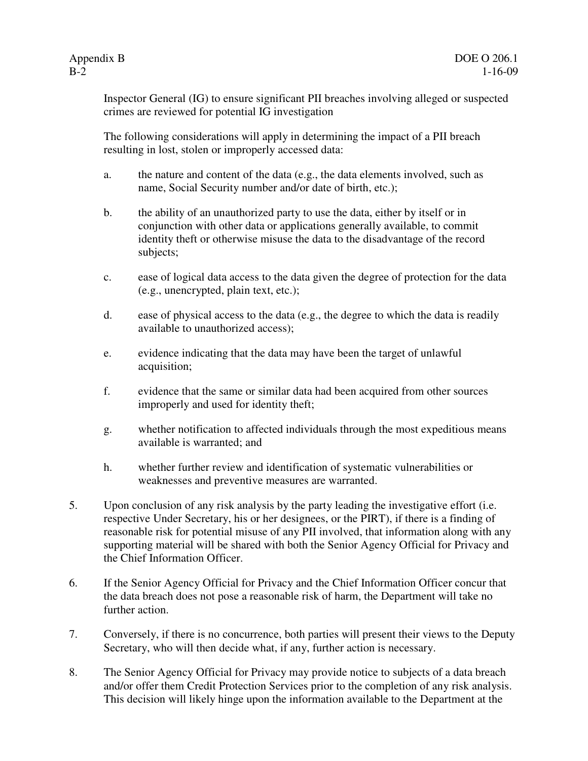Inspector General (IG) to ensure significant PII breaches involving alleged or suspected crimes are reviewed for potential IG investigation

The following considerations will apply in determining the impact of a PII breach resulting in lost, stolen or improperly accessed data:

a. the nature and content of the data (e.g., the data elements involved, such as name, Social Security number and/or date of birth, etc.);

b. the ability of an unauthorized party to use the data, either by itself or in conjunction with other data or applications generally available, to commit identity theft or otherwise misuse the data to the disadvantage of the record subjects;

c. ease of logical data access to the data given the degree of protection for the data (e.g., unencrypted, plain text, etc.);

d. ease of physical access to the data (e.g., the degree to which the data is readily available to unauthorized access);

e. evidence indicating that the data may have been the target of unlawful acquisition;

f. evidence that the same or similar data had been acquired from other sources improperly and used for identity theft;

g. whether notification to affected individuals through the most expeditious means available is warranted; and

h. whether further review and identification of systematic vulnerabilities or weaknesses and preventive measures are warranted.

5. Upon conclusion of any risk analysis by the party leading the investigative effort (i.e. respective Under Secretary, his or her designees, or the PIRT), if there is a finding of reasonable risk for potential misuse of any PII involved, that information along with any supporting material will be shared with both the Senior Agency Official for Privacy and the Chief Information Officer.

6. If the Senior Agency Official for Privacy and the Chief Information Officer concur that the data breach does not pose a reasonable risk of harm, the Department will take no further action.

7. Conversely, if there is no concurrence, both parties will present their views to the Deputy Secretary, who will then decide what, if any, further action is necessary.

8. The Senior Agency Official for Privacy may provide notice to subjects of a data breach and/or offer them Credit Protection Services prior to the completion of any risk analysis. This decision will likely hinge upon the information available to the Department at the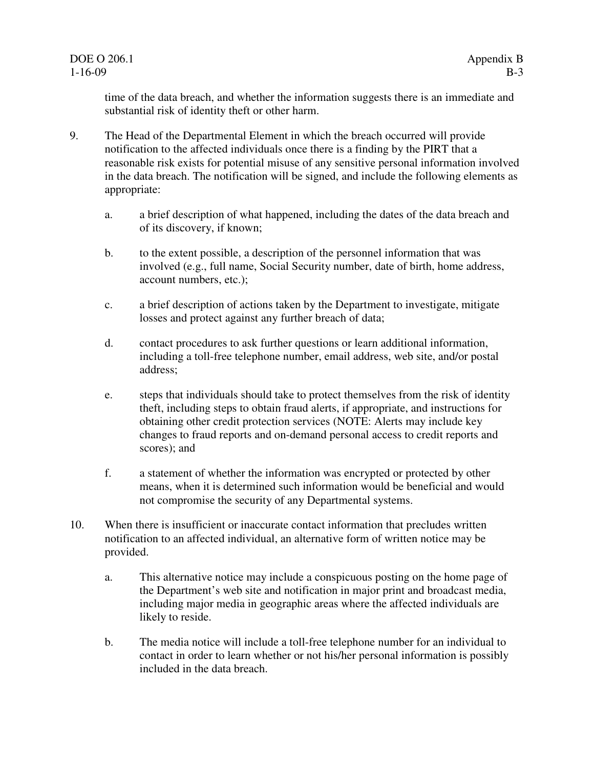time of the data breach, and whether the information suggests there is an immediate and substantial risk of identity theft or other harm.

9. The Head of the Departmental Element in which the breach occurred will provide notification to the affected individuals once there is a finding by the PIRT that a reasonable risk exists for potential misuse of any sensitive personal information involved in the data breach. The notification will be signed, and include the following elements as appropriate:

   a. a brief description of what happened, including the dates of the data breach and of its discovery, if known;

   b. to the extent possible, a description of the personnel information that was involved (e.g., full name, Social Security number, date of birth, home address, account numbers, etc.);

   c. a brief description of actions taken by the Department to investigate, mitigate losses and protect against any further breach of data;

   d. contact procedures to ask further questions or learn additional information, including a toll-free telephone number, email address, web site, and/or postal address;

   e. steps that individuals should take to protect themselves from the risk of identity theft, including steps to obtain fraud alerts, if appropriate, and instructions for obtaining other credit protection services (NOTE: Alerts may include key changes to fraud reports and on-demand personal access to credit reports and scores); and

   f. a statement of whether the information was encrypted or protected by other means, when it is determined such information would be beneficial and would not compromise the security of any Departmental systems.

10. When there is insufficient or inaccurate contact information that precludes written notification to an affected individual, an alternative form of written notice may be provided.

    a. This alternative notice may include a conspicuous posting on the home page of the Department's web site and notification in major print and broadcast media, including major media in geographic areas where the affected individuals are likely to reside.

    b. The media notice will include a toll-free telephone number for an individual to contact in order to learn whether or not his/her personal information is possibly included in the data breach.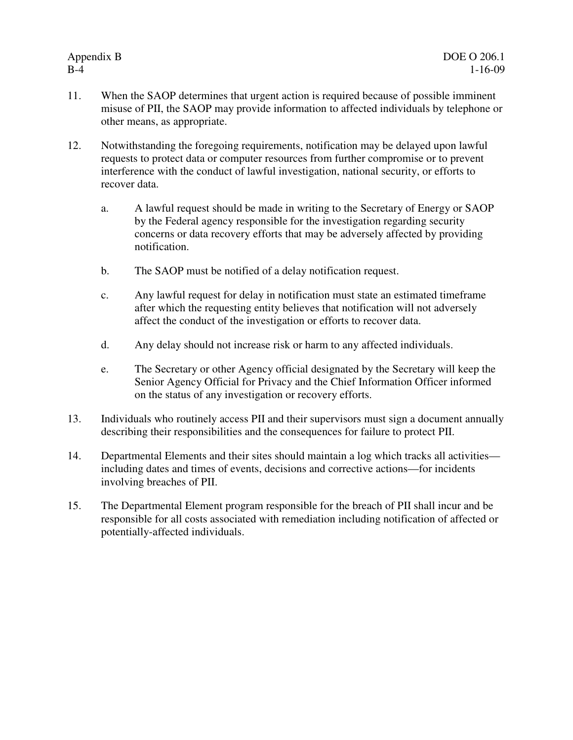11. When the SAOP determines that urgent action is required because of possible imminent misuse of PII, the SAOP may provide information to affected individuals by telephone or other means, as appropriate.

12. Notwithstanding the foregoing requirements, notification may be delayed upon lawful requests to protect data or computer resources from further compromise or to prevent interference with the conduct of lawful investigation, national security, or efforts to recover data.

    a. A lawful request should be made in writing to the Secretary of Energy or SAOP by the Federal agency responsible for the investigation regarding security concerns or data recovery efforts that may be adversely affected by providing notification.

    b. The SAOP must be notified of a delay notification request.

    c. Any lawful request for delay in notification must state an estimated timeframe after which the requesting entity believes that notification will not adversely affect the conduct of the investigation or efforts to recover data.

    d. Any delay should not increase risk or harm to any affected individuals.

    e. The Secretary or other Agency official designated by the Secretary will keep the Senior Agency Official for Privacy and the Chief Information Officer informed on the status of any investigation or recovery efforts.

13. Individuals who routinely access PII and their supervisors must sign a document annually describing their responsibilities and the consequences for failure to protect PII.

14. Departmental Elements and their sites should maintain a log which tracks all activities—including dates and times of events, decisions and corrective actions—for incidents involving breaches of PII.

15. The Departmental Element program responsible for the breach of PII shall incur and be responsible for all costs associated with remediation including notification of affected or potentially-affected individuals.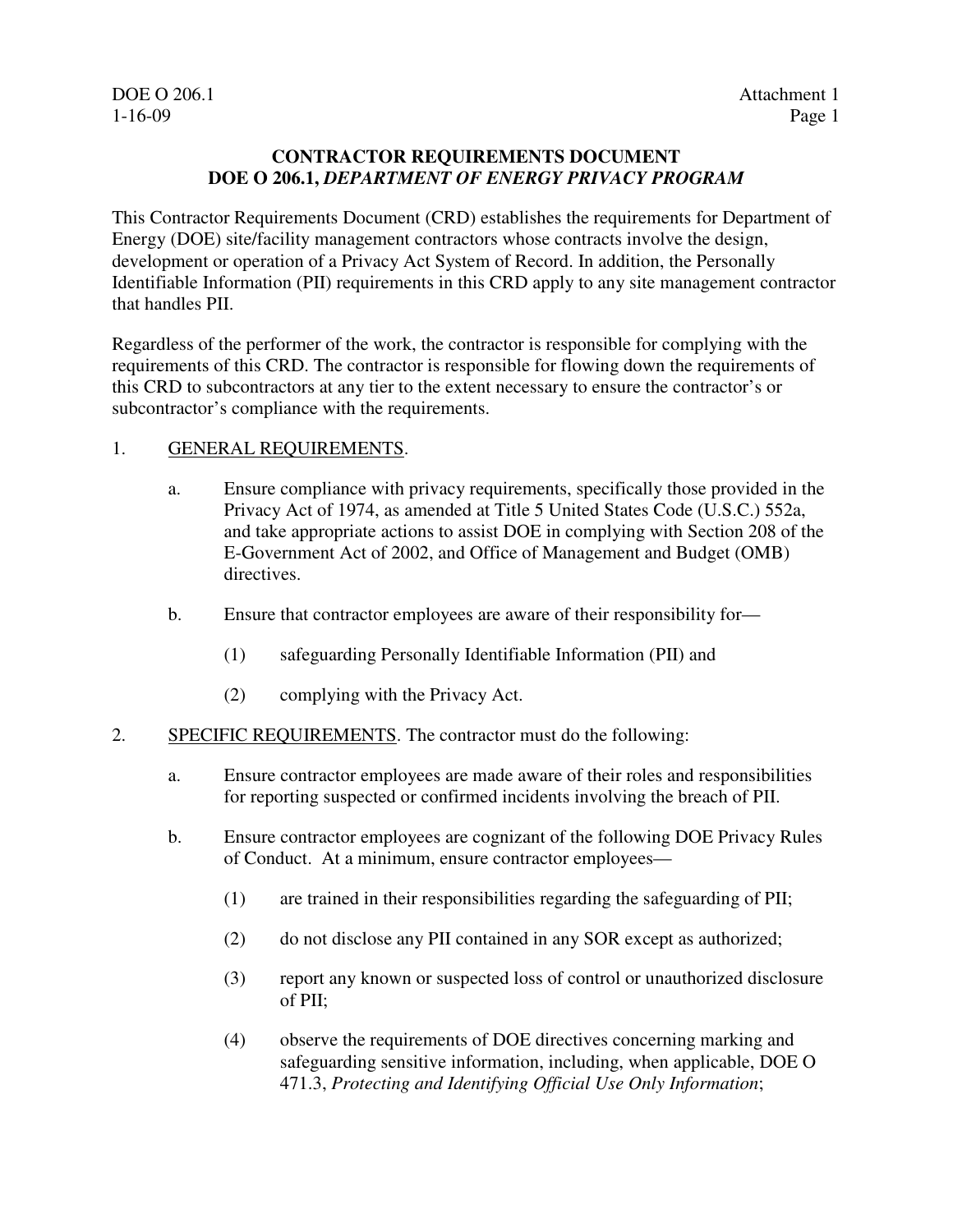# CONTRACTOR REQUIREMENTS DOCUMENT
# DOE O 206.1, *DEPARTMENT OF ENERGY PRIVACY PROGRAM*

This Contractor Requirements Document (CRD) establishes the requirements for Department of Energy (DOE) site/facility management contractors whose contracts involve the design, development or operation of a Privacy Act System of Record. In addition, the Personally Identifiable Information (PII) requirements in this CRD apply to any site management contractor that handles PII.

Regardless of the performer of the work, the contractor is responsible for complying with the requirements of this CRD. The contractor is responsible for flowing down the requirements of this CRD to subcontractors at any tier to the extent necessary to ensure the contractor's or subcontractor's compliance with the requirements.

1. GENERAL REQUIREMENTS.

   a. Ensure compliance with privacy requirements, specifically those provided in the Privacy Act of 1974, as amended at Title 5 United States Code (U.S.C.) 552a, and take appropriate actions to assist DOE in complying with Section 208 of the E-Government Act of 2002, and Office of Management and Budget (OMB) directives.

   b. Ensure that contractor employees are aware of their responsibility for—

      (1) safeguarding Personally Identifiable Information (PII) and

      (2) complying with the Privacy Act.

2. SPECIFIC REQUIREMENTS. The contractor must do the following:

   a. Ensure contractor employees are made aware of their roles and responsibilities for reporting suspected or confirmed incidents involving the breach of PII.

   b. Ensure contractor employees are cognizant of the following DOE Privacy Rules of Conduct. At a minimum, ensure contractor employees—

      (1) are trained in their responsibilities regarding the safeguarding of PII;

      (2) do not disclose any PII contained in any SOR except as authorized;

      (3) report any known or suspected loss of control or unauthorized disclosure of PII;

      (4) observe the requirements of DOE directives concerning marking and safeguarding sensitive information, including, when applicable, DOE O 471.3, *Protecting and Identifying Official Use Only Information*;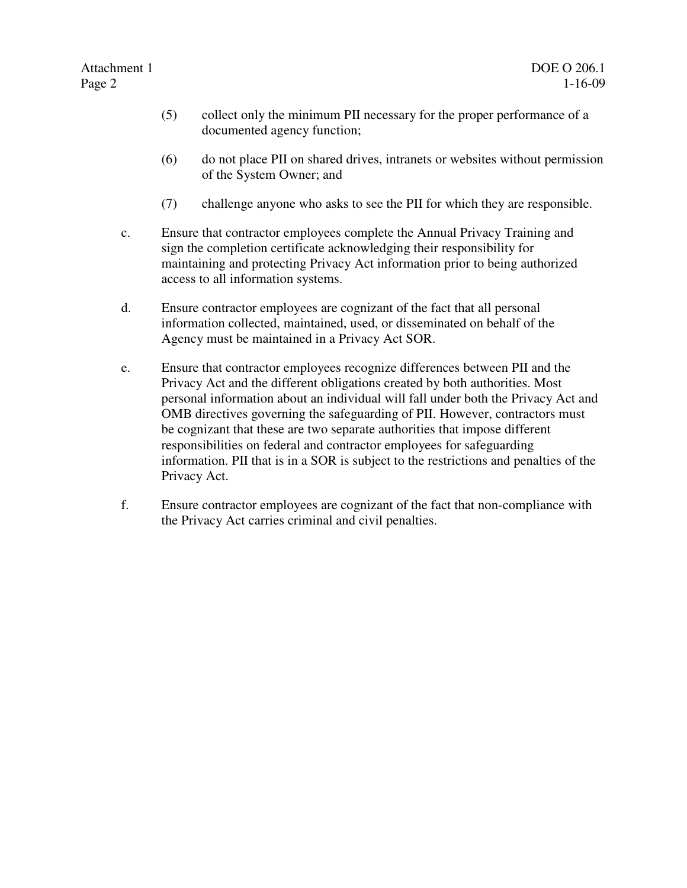(5) collect only the minimum PII necessary for the proper performance of a documented agency function;

(6) do not place PII on shared drives, intranets or websites without permission of the System Owner; and

(7) challenge anyone who asks to see the PII for which they are responsible.

c. Ensure that contractor employees complete the Annual Privacy Training and sign the completion certificate acknowledging their responsibility for maintaining and protecting Privacy Act information prior to being authorized access to all information systems.

d. Ensure contractor employees are cognizant of the fact that all personal information collected, maintained, used, or disseminated on behalf of the Agency must be maintained in a Privacy Act SOR.

e. Ensure that contractor employees recognize differences between PII and the Privacy Act and the different obligations created by both authorities. Most personal information about an individual will fall under both the Privacy Act and OMB directives governing the safeguarding of PII. However, contractors must be cognizant that these are two separate authorities that impose different responsibilities on federal and contractor employees for safeguarding information. PII that is in a SOR is subject to the restrictions and penalties of the Privacy Act.

f. Ensure contractor employees are cognizant of the fact that non-compliance with the Privacy Act carries criminal and civil penalties.